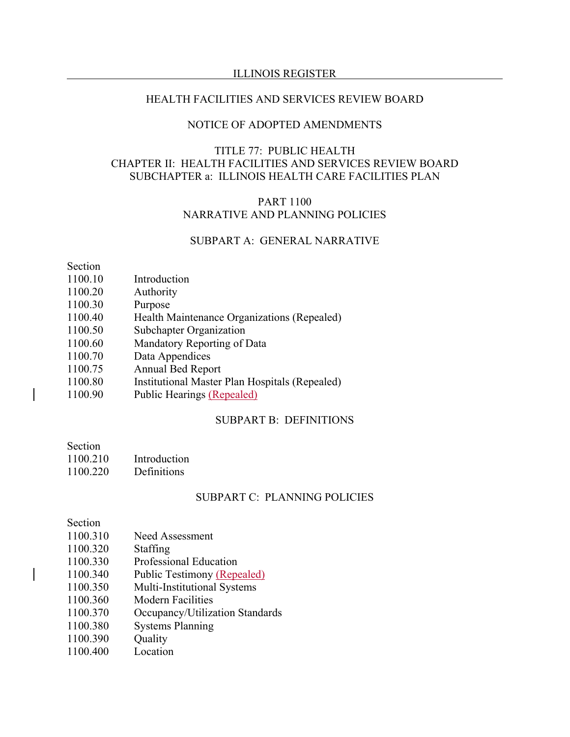HEALTH FACILITIES AND SERVICES REVIEW BOARD

NOTICE OF ADOPTED AMENDMENTS

TITLE 77: PUBLIC HEALTH
CHAPTER II: HEALTH FACILITIES AND SERVICES REVIEW BOARD
SUBCHAPTER a: ILLINOIS HEALTH CARE FACILITIES PLAN

PART 1100
NARRATIVE AND PLANNING POLICIES

SUBPART A: GENERAL NARRATIVE

| Section | |
|---|---|
| 1100.10 | Introduction |
| 1100.20 | Authority |
| 1100.30 | Purpose |
| 1100.40 | Health Maintenance Organizations (Repealed) |
| 1100.50 | Subchapter Organization |
| 1100.60 | Mandatory Reporting of Data |
| 1100.70 | Data Appendices |
| 1100.75 | Annual Bed Report |
| 1100.80 | Institutional Master Plan Hospitals (Repealed) |
| 1100.90 | Public Hearings (Repealed) |

SUBPART B: DEFINITIONS

| Section | |
|---|---|
| 1100.210 | Introduction |
| 1100.220 | Definitions |

SUBPART C: PLANNING POLICIES

| Section | |
|---|---|
| 1100.310 | Need Assessment |
| 1100.320 | Staffing |
| 1100.330 | Professional Education |
| 1100.340 | Public Testimony (Repealed) |
| 1100.350 | Multi-Institutional Systems |
| 1100.360 | Modern Facilities |
| 1100.370 | Occupancy/Utilization Standards |
| 1100.380 | Systems Planning |
| 1100.390 | Quality |
| 1100.400 | Location |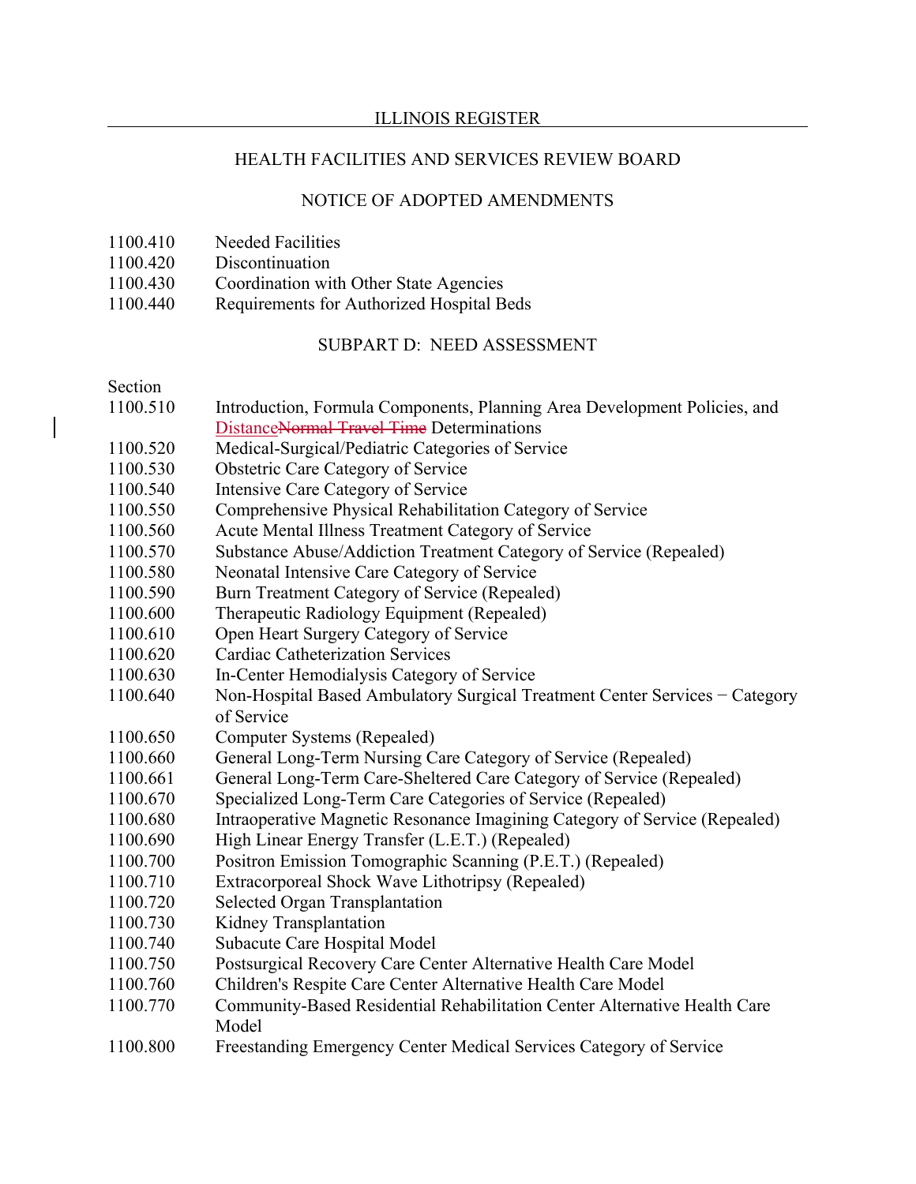## HEALTH FACILITIES AND SERVICES REVIEW BOARD

## NOTICE OF ADOPTED AMENDMENTS

1100.410 Needed Facilities
1100.420 Discontinuation
1100.430 Coordination with Other State Agencies
1100.440 Requirements for Authorized Hospital Beds

### SUBPART D: NEED ASSESSMENT

Section
1100.510 Introduction, Formula Components, Planning Area Development Policies, and Distance~~Normal Travel Time~~ Determinations
1100.520 Medical-Surgical/Pediatric Categories of Service
1100.530 Obstetric Care Category of Service
1100.540 Intensive Care Category of Service
1100.550 Comprehensive Physical Rehabilitation Category of Service
1100.560 Acute Mental Illness Treatment Category of Service
1100.570 Substance Abuse/Addiction Treatment Category of Service (Repealed)
1100.580 Neonatal Intensive Care Category of Service
1100.590 Burn Treatment Category of Service (Repealed)
1100.600 Therapeutic Radiology Equipment (Repealed)
1100.610 Open Heart Surgery Category of Service
1100.620 Cardiac Catheterization Services
1100.630 In-Center Hemodialysis Category of Service
1100.640 Non-Hospital Based Ambulatory Surgical Treatment Center Services − Category of Service
1100.650 Computer Systems (Repealed)
1100.660 General Long-Term Nursing Care Category of Service (Repealed)
1100.661 General Long-Term Care-Sheltered Care Category of Service (Repealed)
1100.670 Specialized Long-Term Care Categories of Service (Repealed)
1100.680 Intraoperative Magnetic Resonance Imaging Category of Service (Repealed)
1100.690 High Linear Energy Transfer (L.E.T.) (Repealed)
1100.700 Positron Emission Tomographic Scanning (P.E.T.) (Repealed)
1100.710 Extracorporeal Shock Wave Lithotripsy (Repealed)
1100.720 Selected Organ Transplantation
1100.730 Kidney Transplantation
1100.740 Subacute Care Hospital Model
1100.750 Postsurgical Recovery Care Center Alternative Health Care Model
1100.760 Children's Respite Care Center Alternative Health Care Model
1100.770 Community-Based Residential Rehabilitation Center Alternative Health Care Model
1100.800 Freestanding Emergency Center Medical Services Category of Service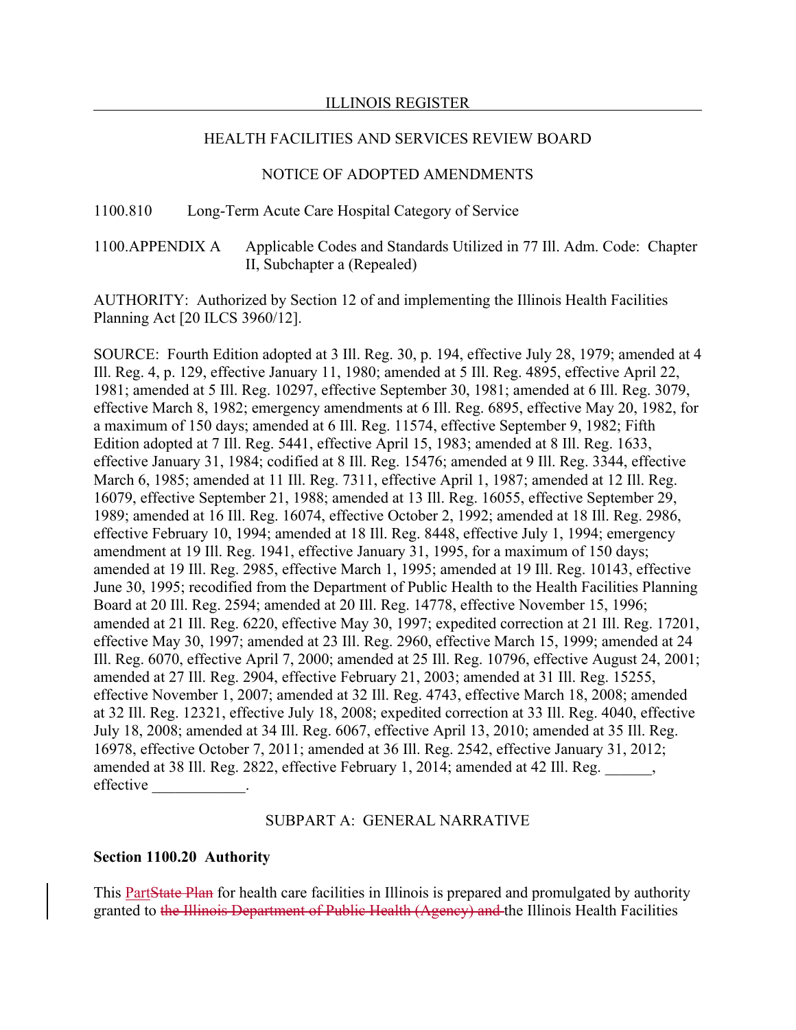HEALTH FACILITIES AND SERVICES REVIEW BOARD

NOTICE OF ADOPTED AMENDMENTS

1100.810 Long-Term Acute Care Hospital Category of Service

1100.APPENDIX A Applicable Codes and Standards Utilized in 77 Ill. Adm. Code: Chapter II, Subchapter a (Repealed)

AUTHORITY: Authorized by Section 12 of and implementing the Illinois Health Facilities Planning Act [20 ILCS 3960/12].

SOURCE: Fourth Edition adopted at 3 Ill. Reg. 30, p. 194, effective July 28, 1979; amended at 4 Ill. Reg. 4, p. 129, effective January 11, 1980; amended at 5 Ill. Reg. 4895, effective April 22, 1981; amended at 5 Ill. Reg. 10297, effective September 30, 1981; amended at 6 Ill. Reg. 3079, effective March 8, 1982; emergency amendments at 6 Ill. Reg. 6895, effective May 20, 1982, for a maximum of 150 days; amended at 6 Ill. Reg. 11574, effective September 9, 1982; Fifth Edition adopted at 7 Ill. Reg. 5441, effective April 15, 1983; amended at 8 Ill. Reg. 1633, effective January 31, 1984; codified at 8 Ill. Reg. 15476; amended at 9 Ill. Reg. 3344, effective March 6, 1985; amended at 11 Ill. Reg. 7311, effective April 1, 1987; amended at 12 Ill. Reg. 16079, effective September 21, 1988; amended at 13 Ill. Reg. 16055, effective September 29, 1989; amended at 16 Ill. Reg. 16074, effective October 2, 1992; amended at 18 Ill. Reg. 2986, effective February 10, 1994; amended at 18 Ill. Reg. 8448, effective July 1, 1994; emergency amendment at 19 Ill. Reg. 1941, effective January 31, 1995, for a maximum of 150 days; amended at 19 Ill. Reg. 2985, effective March 1, 1995; amended at 19 Ill. Reg. 10143, effective June 30, 1995; recodified from the Department of Public Health to the Health Facilities Planning Board at 20 Ill. Reg. 2594; amended at 20 Ill. Reg. 14778, effective November 15, 1996; amended at 21 Ill. Reg. 6220, effective May 30, 1997; expedited correction at 21 Ill. Reg. 17201, effective May 30, 1997; amended at 23 Ill. Reg. 2960, effective March 15, 1999; amended at 24 Ill. Reg. 6070, effective April 7, 2000; amended at 25 Ill. Reg. 10796, effective August 24, 2001; amended at 27 Ill. Reg. 2904, effective February 21, 2003; amended at 31 Ill. Reg. 15255, effective November 1, 2007; amended at 32 Ill. Reg. 4743, effective March 18, 2008; amended at 32 Ill. Reg. 12321, effective July 18, 2008; expedited correction at 33 Ill. Reg. 4040, effective July 18, 2008; amended at 34 Ill. Reg. 6067, effective April 13, 2010; amended at 35 Ill. Reg. 16978, effective October 7, 2011; amended at 36 Ill. Reg. 2542, effective January 31, 2012; amended at 38 Ill. Reg. 2822, effective February 1, 2014; amended at 42 Ill. Reg. ______, effective ____________.

SUBPART A: GENERAL NARRATIVE

**Section 1100.20 Authority**

This <u>Part</u>~~State Plan~~ for health care facilities in Illinois is prepared and promulgated by authority granted to ~~the Illinois Department of Public Health (Agency) and~~ the Illinois Health Facilities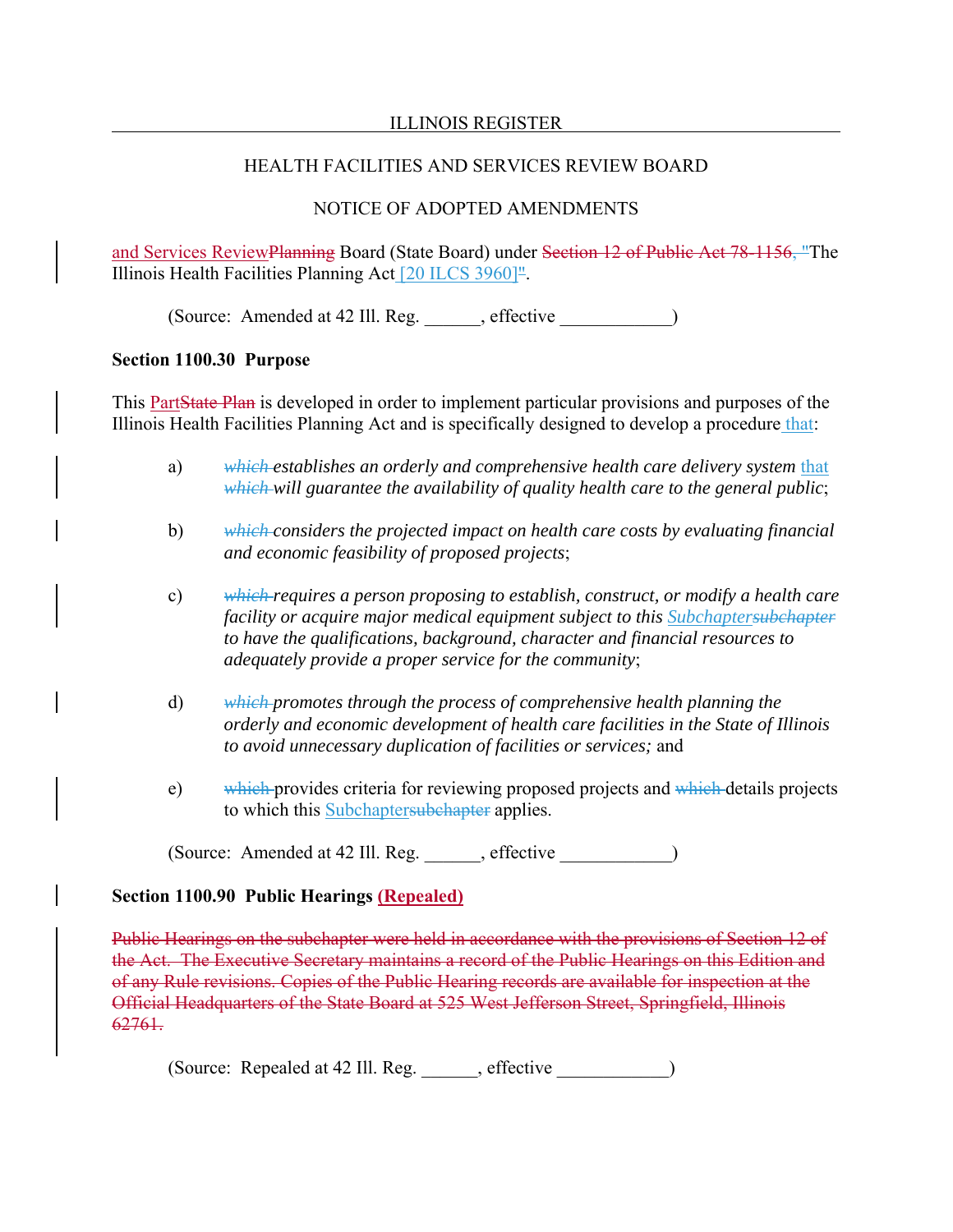and Services ReviewPlanning Board (State Board) under Section 12 of Public Act 78-1156, "The Illinois Health Facilities Planning Act [20 ILCS 3960]".

(Source: Amended at 42 Ill. Reg. ______, effective ____________)

**Section 1100.30 Purpose**

This PartState Plan is developed in order to implement particular provisions and purposes of the Illinois Health Facilities Planning Act and is specifically designed to develop a procedure that:

a) *which establishes an orderly and comprehensive health care delivery system* that *which will guarantee the availability of quality health care to the general public*;

b) *which considers the projected impact on health care costs by evaluating financial and economic feasibility of proposed projects*;

c) *which requires a person proposing to establish, construct, or modify a health care facility or acquire major medical equipment subject to this Subchaptersubchapter to have the qualifications, background, character and financial resources to adequately provide a proper service for the community*;

d) *which promotes through the process of comprehensive health planning the orderly and economic development of health care facilities in the State of Illinois to avoid unnecessary duplication of facilities or services;* and

e) which provides criteria for reviewing proposed projects and which details projects to which this Subchaptersubchapter applies.

(Source: Amended at 42 Ill. Reg. ______, effective ____________)

**Section 1100.90 Public Hearings (Repealed)**

Public Hearings on the subchapter were held in accordance with the provisions of Section 12 of the Act. The Executive Secretary maintains a record of the Public Hearings on this Edition and of any Rule revisions. Copies of the Public Hearing records are available for inspection at the Official Headquarters of the State Board at 525 West Jefferson Street, Springfield, Illinois 62761.

(Source: Repealed at 42 Ill. Reg. ______, effective ____________)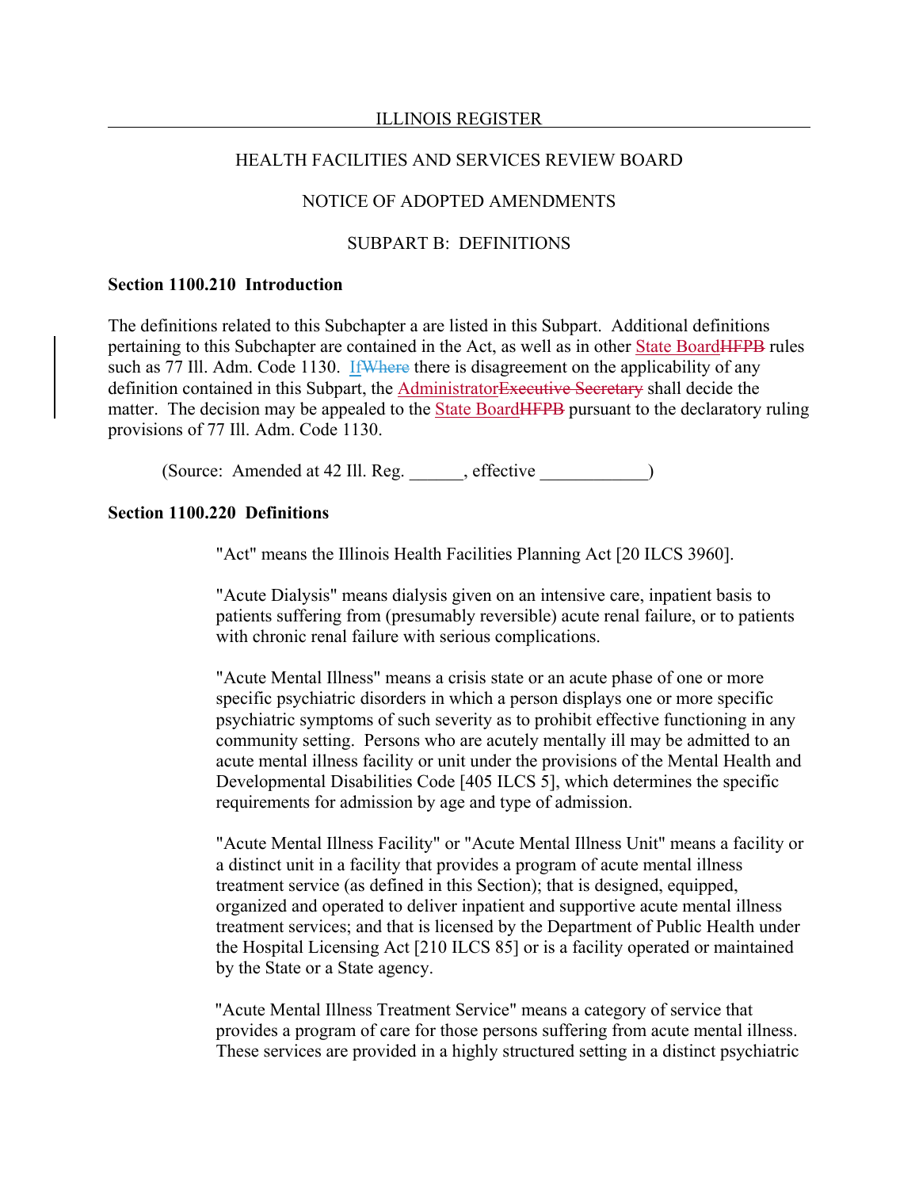ILLINOIS REGISTER

HEALTH FACILITIES AND SERVICES REVIEW BOARD

NOTICE OF ADOPTED AMENDMENTS

SUBPART B: DEFINITIONS

**Section 1100.210 Introduction**

The definitions related to this Subchapter a are listed in this Subpart. Additional definitions pertaining to this Subchapter are contained in the Act, as well as in other <u>State Board</u>~~HFPB~~ rules such as 77 Ill. Adm. Code 1130. <u>If</u>~~Where~~ there is disagreement on the applicability of any definition contained in this Subpart, the <u>Administrator</u>~~Executive Secretary~~ shall decide the matter. The decision may be appealed to the <u>State Board</u>~~HFPB~~ pursuant to the declaratory ruling provisions of 77 Ill. Adm. Code 1130.

(Source: Amended at 42 Ill. Reg. ______, effective ____________)

**Section 1100.220 Definitions**

"Act" means the Illinois Health Facilities Planning Act [20 ILCS 3960].

"Acute Dialysis" means dialysis given on an intensive care, inpatient basis to patients suffering from (presumably reversible) acute renal failure, or to patients with chronic renal failure with serious complications.

"Acute Mental Illness" means a crisis state or an acute phase of one or more specific psychiatric disorders in which a person displays one or more specific psychiatric symptoms of such severity as to prohibit effective functioning in any community setting. Persons who are acutely mentally ill may be admitted to an acute mental illness facility or unit under the provisions of the Mental Health and Developmental Disabilities Code [405 ILCS 5], which determines the specific requirements for admission by age and type of admission.

"Acute Mental Illness Facility" or "Acute Mental Illness Unit" means a facility or a distinct unit in a facility that provides a program of acute mental illness treatment service (as defined in this Section); that is designed, equipped, organized and operated to deliver inpatient and supportive acute mental illness treatment services; and that is licensed by the Department of Public Health under the Hospital Licensing Act [210 ILCS 85] or is a facility operated or maintained by the State or a State agency.

"Acute Mental Illness Treatment Service" means a category of service that provides a program of care for those persons suffering from acute mental illness. These services are provided in a highly structured setting in a distinct psychiatric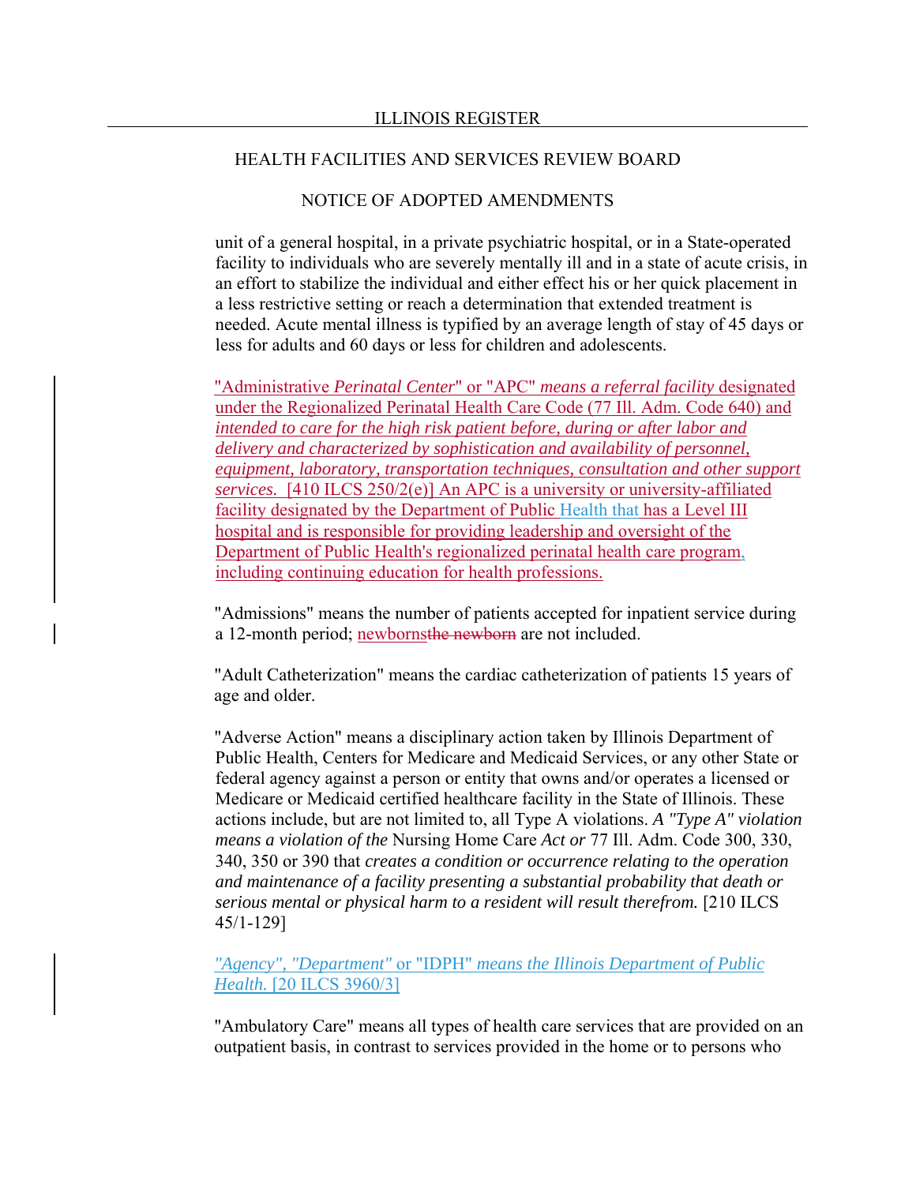unit of a general hospital, in a private psychiatric hospital, or in a State-operated facility to individuals who are severely mentally ill and in a state of acute crisis, in an effort to stabilize the individual and either effect his or her quick placement in a less restrictive setting or reach a determination that extended treatment is needed. Acute mental illness is typified by an average length of stay of 45 days or less for adults and 60 days or less for children and adolescents.

"Administrative *Perinatal Center*" or "APC" *means a referral facility* designated under the Regionalized Perinatal Health Care Code (77 Ill. Adm. Code 640) and *intended to care for the high risk patient before, during or after labor and delivery and characterized by sophistication and availability of personnel, equipment, laboratory, transportation techniques, consultation and other support services.* [410 ILCS 250/2(e)] An APC is a university or university-affiliated facility designated by the Department of Public Health that has a Level III hospital and is responsible for providing leadership and oversight of the Department of Public Health's regionalized perinatal health care program, including continuing education for health professions.

"Admissions" means the number of patients accepted for inpatient service during a 12-month period; newborns~~the newborn~~ are not included.

"Adult Catheterization" means the cardiac catheterization of patients 15 years of age and older.

"Adverse Action" means a disciplinary action taken by Illinois Department of Public Health, Centers for Medicare and Medicaid Services, or any other State or federal agency against a person or entity that owns and/or operates a licensed or Medicare or Medicaid certified healthcare facility in the State of Illinois. These actions include, but are not limited to, all Type A violations. *A "Type A" violation means a violation of the* Nursing Home Care *Act or* 77 Ill. Adm. Code 300, 330, 340, 350 or 390 that *creates a condition or occurrence relating to the operation and maintenance of a facility presenting a substantial probability that death or serious mental or physical harm to a resident will result therefrom.* [210 ILCS 45/1-129]

*"Agency", "Department"* or "IDPH" *means the Illinois Department of Public Health.* [20 ILCS 3960/3]

"Ambulatory Care" means all types of health care services that are provided on an outpatient basis, in contrast to services provided in the home or to persons who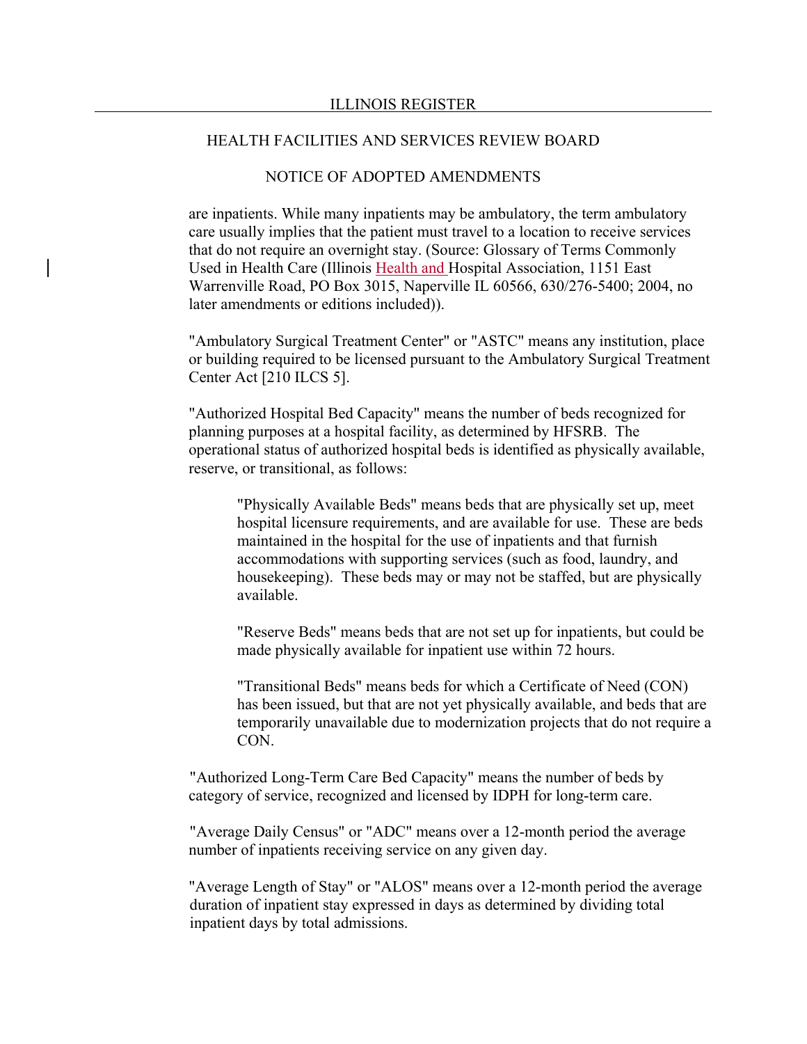are inpatients. While many inpatients may be ambulatory, the term ambulatory care usually implies that the patient must travel to a location to receive services that do not require an overnight stay. (Source: Glossary of Terms Commonly Used in Health Care (Illinois Health and Hospital Association, 1151 East Warrenville Road, PO Box 3015, Naperville IL 60566, 630/276-5400; 2004, no later amendments or editions included)).

"Ambulatory Surgical Treatment Center" or "ASTC" means any institution, place or building required to be licensed pursuant to the Ambulatory Surgical Treatment Center Act [210 ILCS 5].

"Authorized Hospital Bed Capacity" means the number of beds recognized for planning purposes at a hospital facility, as determined by HFSRB. The operational status of authorized hospital beds is identified as physically available, reserve, or transitional, as follows:

> "Physically Available Beds" means beds that are physically set up, meet hospital licensure requirements, and are available for use. These are beds maintained in the hospital for the use of inpatients and that furnish accommodations with supporting services (such as food, laundry, and housekeeping). These beds may or may not be staffed, but are physically available.
>
> "Reserve Beds" means beds that are not set up for inpatients, but could be made physically available for inpatient use within 72 hours.
>
> "Transitional Beds" means beds for which a Certificate of Need (CON) has been issued, but that are not yet physically available, and beds that are temporarily unavailable due to modernization projects that do not require a CON.

"Authorized Long-Term Care Bed Capacity" means the number of beds by category of service, recognized and licensed by IDPH for long-term care.

"Average Daily Census" or "ADC" means over a 12-month period the average number of inpatients receiving service on any given day.

"Average Length of Stay" or "ALOS" means over a 12-month period the average duration of inpatient stay expressed in days as determined by dividing total inpatient days by total admissions.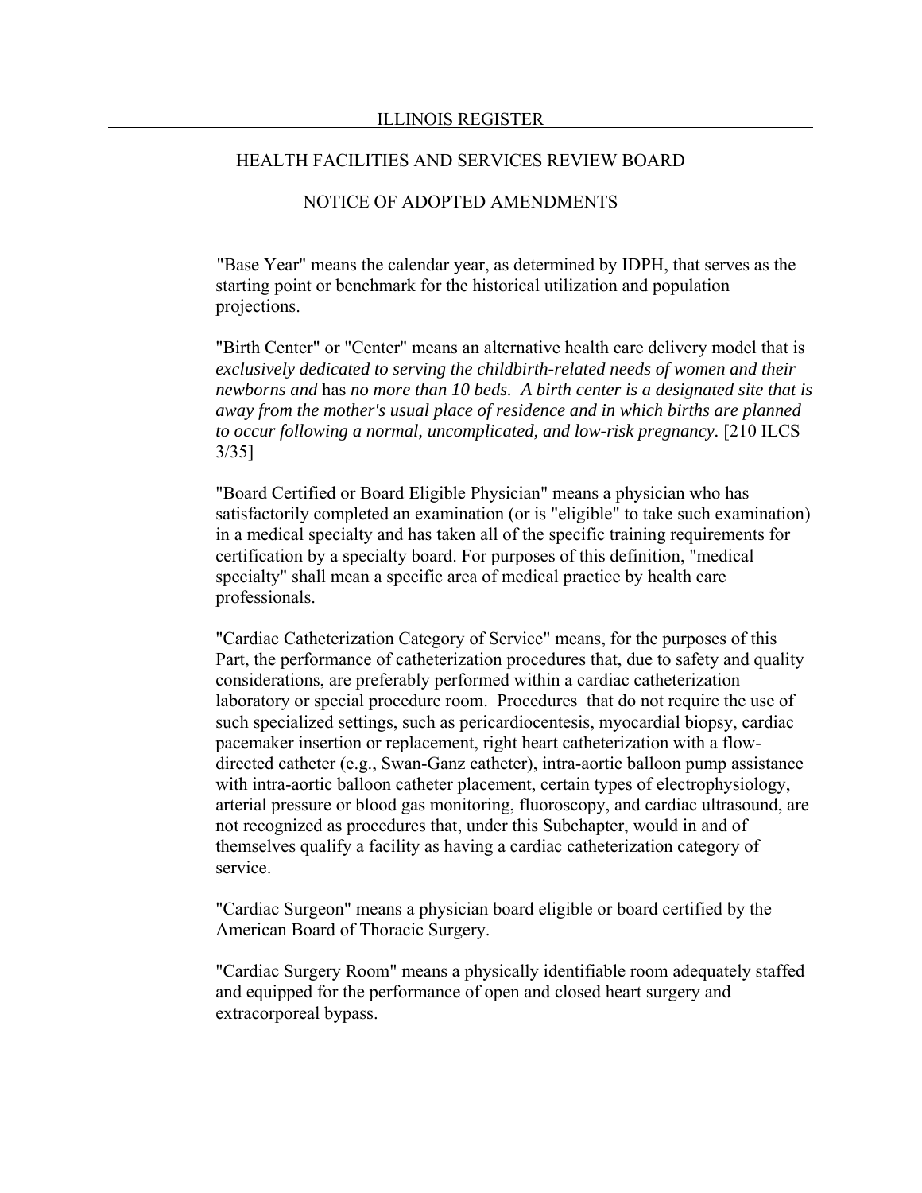"Base Year" means the calendar year, as determined by IDPH, that serves as the starting point or benchmark for the historical utilization and population projections.

"Birth Center" or "Center" means an alternative health care delivery model that is *exclusively dedicated to serving the childbirth-related needs of women and their newborns and* has *no more than 10 beds. A birth center is a designated site that is away from the mother's usual place of residence and in which births are planned to occur following a normal, uncomplicated, and low-risk pregnancy.* [210 ILCS 3/35]

"Board Certified or Board Eligible Physician" means a physician who has satisfactorily completed an examination (or is "eligible" to take such examination) in a medical specialty and has taken all of the specific training requirements for certification by a specialty board. For purposes of this definition, "medical specialty" shall mean a specific area of medical practice by health care professionals.

"Cardiac Catheterization Category of Service" means, for the purposes of this Part, the performance of catheterization procedures that, due to safety and quality considerations, are preferably performed within a cardiac catheterization laboratory or special procedure room. Procedures that do not require the use of such specialized settings, such as pericardiocentesis, myocardial biopsy, cardiac pacemaker insertion or replacement, right heart catheterization with a flow-directed catheter (e.g., Swan-Ganz catheter), intra-aortic balloon pump assistance with intra-aortic balloon catheter placement, certain types of electrophysiology, arterial pressure or blood gas monitoring, fluoroscopy, and cardiac ultrasound, are not recognized as procedures that, under this Subchapter, would in and of themselves qualify a facility as having a cardiac catheterization category of service.

"Cardiac Surgeon" means a physician board eligible or board certified by the American Board of Thoracic Surgery.

"Cardiac Surgery Room" means a physically identifiable room adequately staffed and equipped for the performance of open and closed heart surgery and extracorporeal bypass.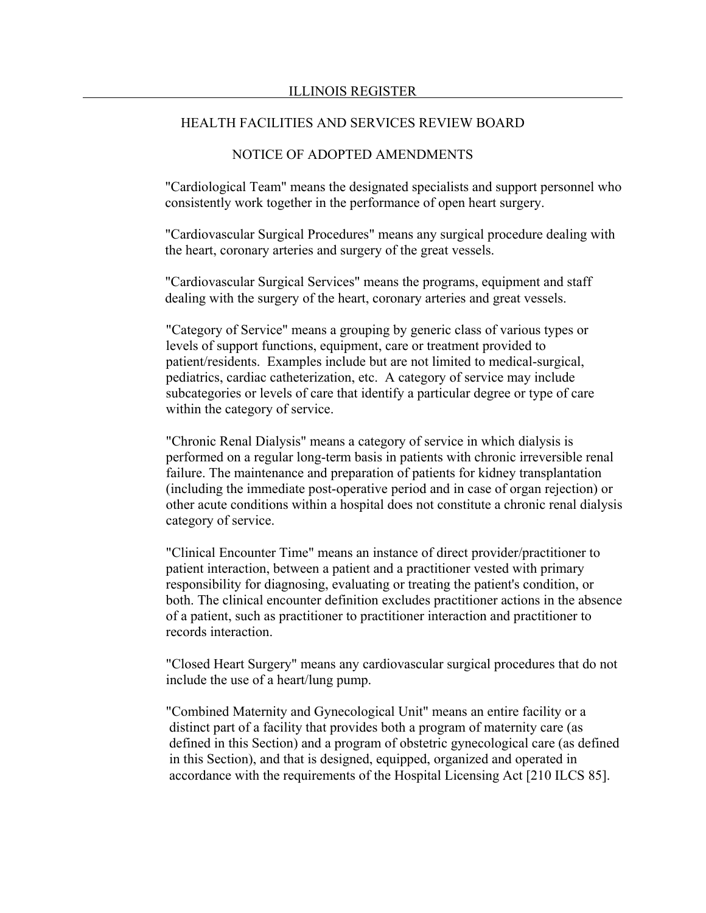"Cardiological Team" means the designated specialists and support personnel who consistently work together in the performance of open heart surgery.

"Cardiovascular Surgical Procedures" means any surgical procedure dealing with the heart, coronary arteries and surgery of the great vessels.

"Cardiovascular Surgical Services" means the programs, equipment and staff dealing with the surgery of the heart, coronary arteries and great vessels.

"Category of Service" means a grouping by generic class of various types or levels of support functions, equipment, care or treatment provided to patient/residents. Examples include but are not limited to medical-surgical, pediatrics, cardiac catheterization, etc. A category of service may include subcategories or levels of care that identify a particular degree or type of care within the category of service.

"Chronic Renal Dialysis" means a category of service in which dialysis is performed on a regular long-term basis in patients with chronic irreversible renal failure. The maintenance and preparation of patients for kidney transplantation (including the immediate post-operative period and in case of organ rejection) or other acute conditions within a hospital does not constitute a chronic renal dialysis category of service.

"Clinical Encounter Time" means an instance of direct provider/practitioner to patient interaction, between a patient and a practitioner vested with primary responsibility for diagnosing, evaluating or treating the patient's condition, or both. The clinical encounter definition excludes practitioner actions in the absence of a patient, such as practitioner to practitioner interaction and practitioner to records interaction.

"Closed Heart Surgery" means any cardiovascular surgical procedures that do not include the use of a heart/lung pump.

"Combined Maternity and Gynecological Unit" means an entire facility or a distinct part of a facility that provides both a program of maternity care (as defined in this Section) and a program of obstetric gynecological care (as defined in this Section), and that is designed, equipped, organized and operated in accordance with the requirements of the Hospital Licensing Act [210 ILCS 85].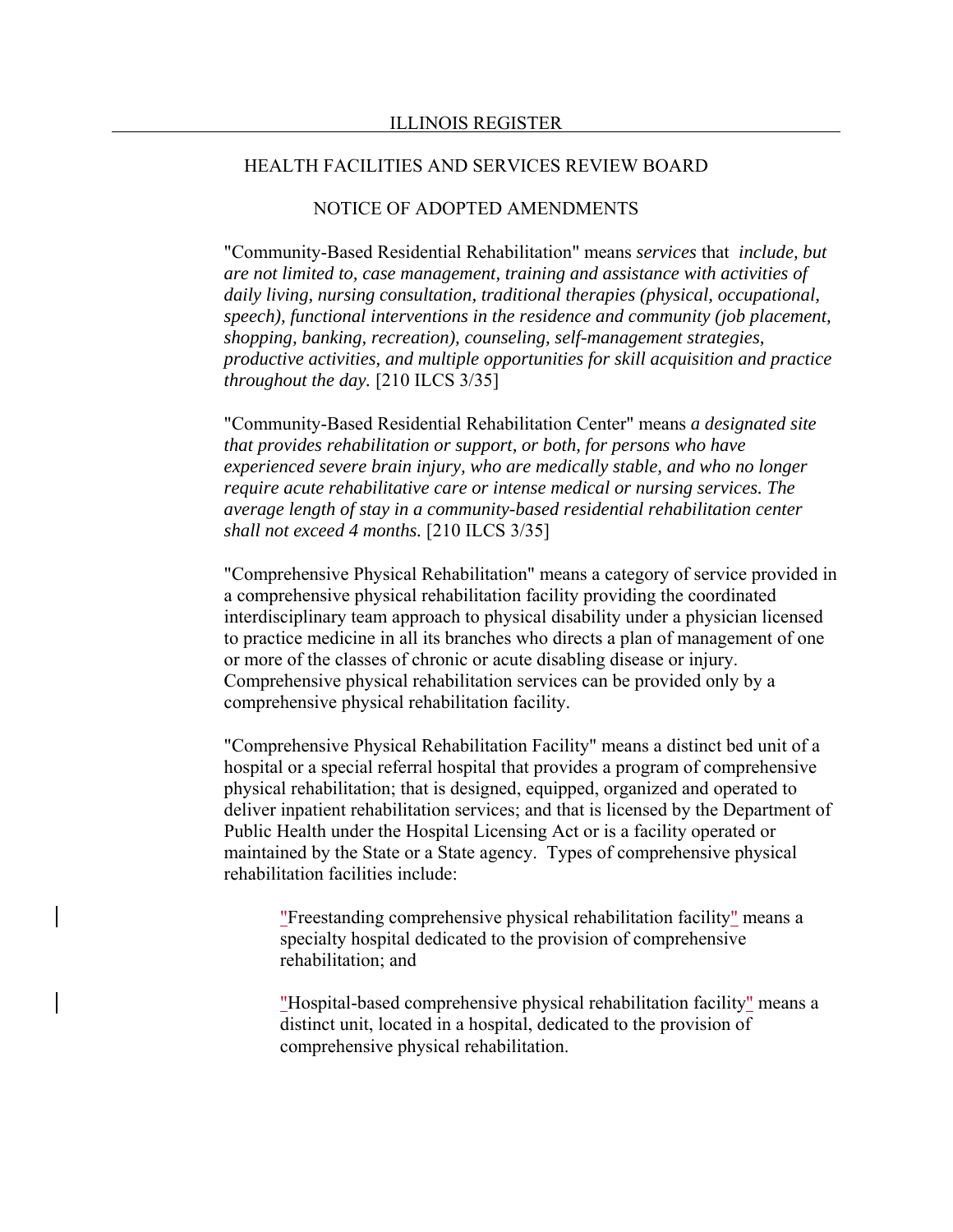"Community-Based Residential Rehabilitation" means *services* that *include, but are not limited to, case management, training and assistance with activities of daily living, nursing consultation, traditional therapies (physical, occupational, speech), functional interventions in the residence and community (job placement, shopping, banking, recreation), counseling, self-management strategies, productive activities, and multiple opportunities for skill acquisition and practice throughout the day.* [210 ILCS 3/35]

"Community-Based Residential Rehabilitation Center" means *a designated site that provides rehabilitation or support, or both, for persons who have experienced severe brain injury, who are medically stable, and who no longer require acute rehabilitative care or intense medical or nursing services. The average length of stay in a community-based residential rehabilitation center shall not exceed 4 months.* [210 ILCS 3/35]

"Comprehensive Physical Rehabilitation" means a category of service provided in a comprehensive physical rehabilitation facility providing the coordinated interdisciplinary team approach to physical disability under a physician licensed to practice medicine in all its branches who directs a plan of management of one or more of the classes of chronic or acute disabling disease or injury. Comprehensive physical rehabilitation services can be provided only by a comprehensive physical rehabilitation facility.

"Comprehensive Physical Rehabilitation Facility" means a distinct bed unit of a hospital or a special referral hospital that provides a program of comprehensive physical rehabilitation; that is designed, equipped, organized and operated to deliver inpatient rehabilitation services; and that is licensed by the Department of Public Health under the Hospital Licensing Act or is a facility operated or maintained by the State or a State agency. Types of comprehensive physical rehabilitation facilities include:

> "Freestanding comprehensive physical rehabilitation facility" means a specialty hospital dedicated to the provision of comprehensive rehabilitation; and
>
> "Hospital-based comprehensive physical rehabilitation facility" means a distinct unit, located in a hospital, dedicated to the provision of comprehensive physical rehabilitation.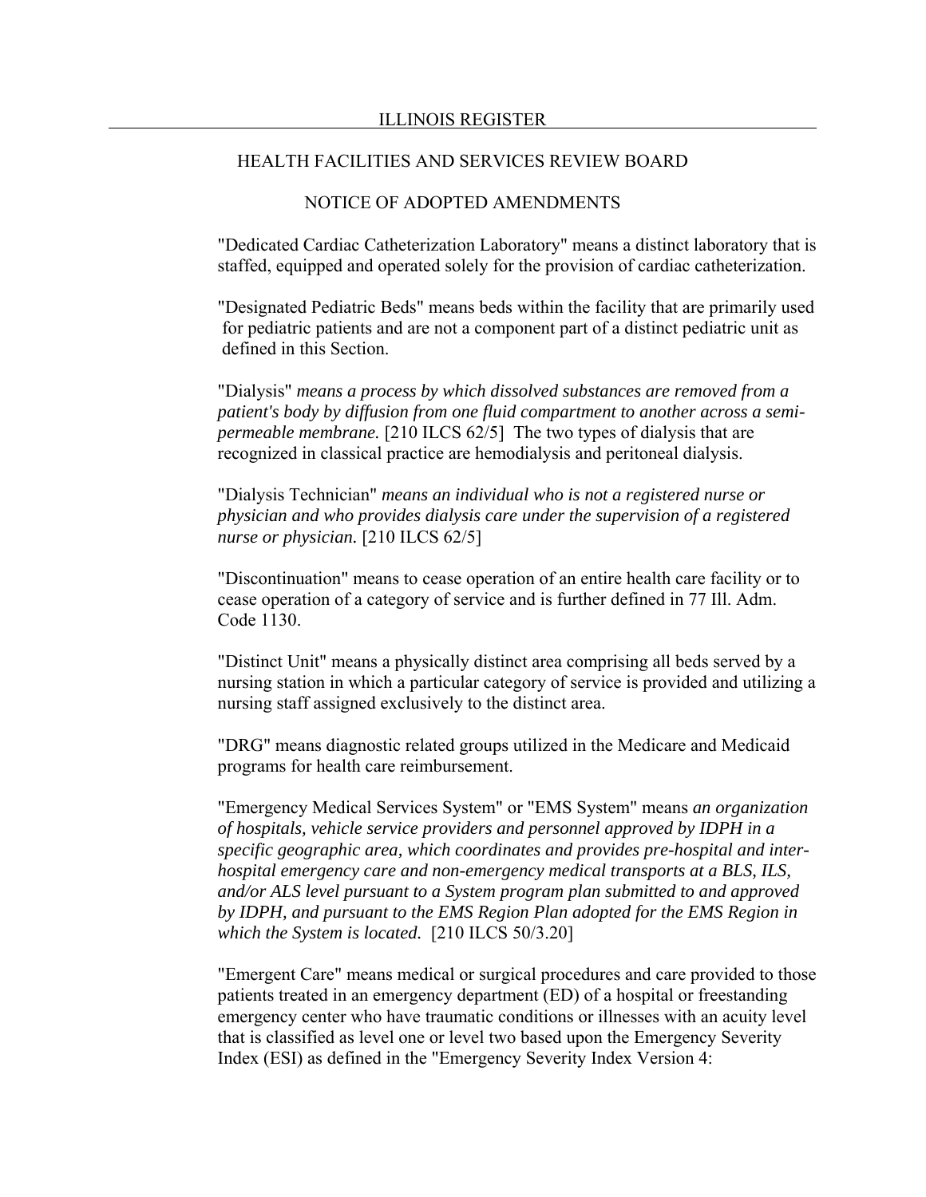"Dedicated Cardiac Catheterization Laboratory" means a distinct laboratory that is staffed, equipped and operated solely for the provision of cardiac catheterization.

"Designated Pediatric Beds" means beds within the facility that are primarily used for pediatric patients and are not a component part of a distinct pediatric unit as defined in this Section.

"Dialysis" *means a process by which dissolved substances are removed from a patient's body by diffusion from one fluid compartment to another across a semi-permeable membrane.* [210 ILCS 62/5] The two types of dialysis that are recognized in classical practice are hemodialysis and peritoneal dialysis.

"Dialysis Technician" *means an individual who is not a registered nurse or physician and who provides dialysis care under the supervision of a registered nurse or physician.* [210 ILCS 62/5]

"Discontinuation" means to cease operation of an entire health care facility or to cease operation of a category of service and is further defined in 77 Ill. Adm. Code 1130.

"Distinct Unit" means a physically distinct area comprising all beds served by a nursing station in which a particular category of service is provided and utilizing a nursing staff assigned exclusively to the distinct area.

"DRG" means diagnostic related groups utilized in the Medicare and Medicaid programs for health care reimbursement.

"Emergency Medical Services System" or "EMS System" means *an organization of hospitals, vehicle service providers and personnel approved by IDPH in a specific geographic area, which coordinates and provides pre-hospital and inter-hospital emergency care and non-emergency medical transports at a BLS, ILS, and/or ALS level pursuant to a System program plan submitted to and approved by IDPH, and pursuant to the EMS Region Plan adopted for the EMS Region in which the System is located.* [210 ILCS 50/3.20]

"Emergent Care" means medical or surgical procedures and care provided to those patients treated in an emergency department (ED) of a hospital or freestanding emergency center who have traumatic conditions or illnesses with an acuity level that is classified as level one or level two based upon the Emergency Severity Index (ESI) as defined in the "Emergency Severity Index Version 4: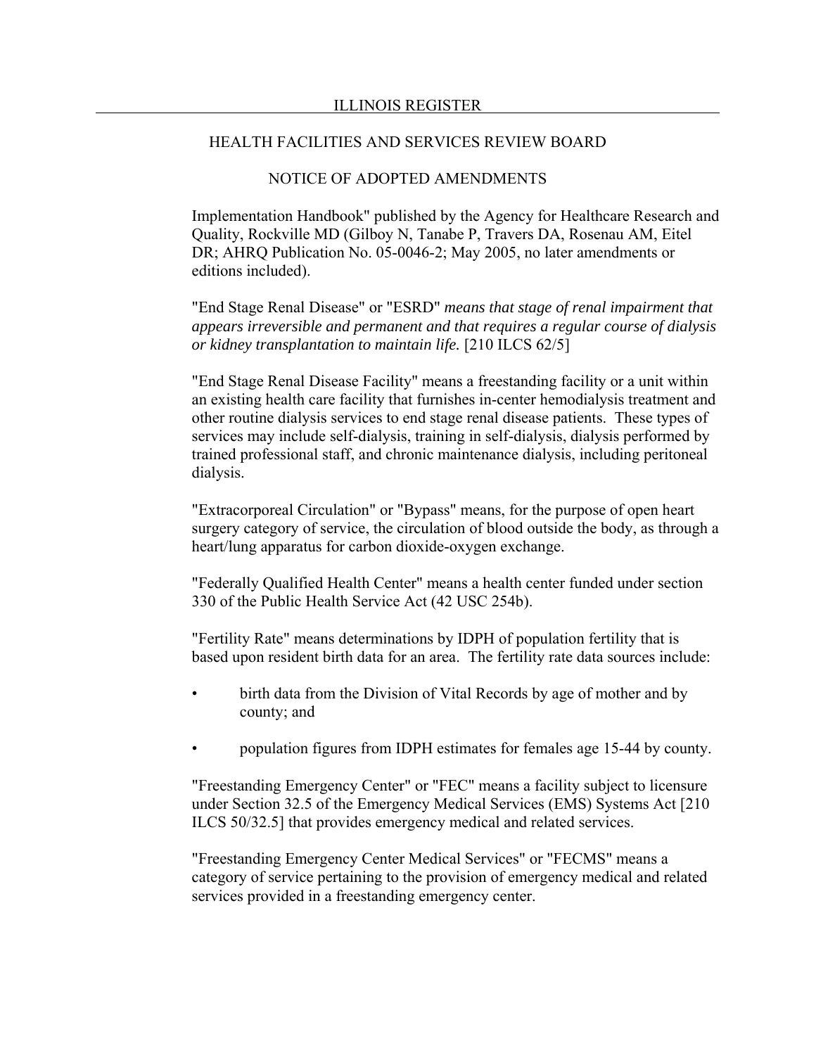Implementation Handbook" published by the Agency for Healthcare Research and Quality, Rockville MD (Gilboy N, Tanabe P, Travers DA, Rosenau AM, Eitel DR; AHRQ Publication No. 05-0046-2; May 2005, no later amendments or editions included).

"End Stage Renal Disease" or "ESRD" *means that stage of renal impairment that appears irreversible and permanent and that requires a regular course of dialysis or kidney transplantation to maintain life.* [210 ILCS 62/5]

"End Stage Renal Disease Facility" means a freestanding facility or a unit within an existing health care facility that furnishes in-center hemodialysis treatment and other routine dialysis services to end stage renal disease patients. These types of services may include self-dialysis, training in self-dialysis, dialysis performed by trained professional staff, and chronic maintenance dialysis, including peritoneal dialysis.

"Extracorporeal Circulation" or "Bypass" means, for the purpose of open heart surgery category of service, the circulation of blood outside the body, as through a heart/lung apparatus for carbon dioxide-oxygen exchange.

"Federally Qualified Health Center" means a health center funded under section 330 of the Public Health Service Act (42 USC 254b).

"Fertility Rate" means determinations by IDPH of population fertility that is based upon resident birth data for an area. The fertility rate data sources include:

- birth data from the Division of Vital Records by age of mother and by county; and
- population figures from IDPH estimates for females age 15-44 by county.

"Freestanding Emergency Center" or "FEC" means a facility subject to licensure under Section 32.5 of the Emergency Medical Services (EMS) Systems Act [210 ILCS 50/32.5] that provides emergency medical and related services.

"Freestanding Emergency Center Medical Services" or "FECMS" means a category of service pertaining to the provision of emergency medical and related services provided in a freestanding emergency center.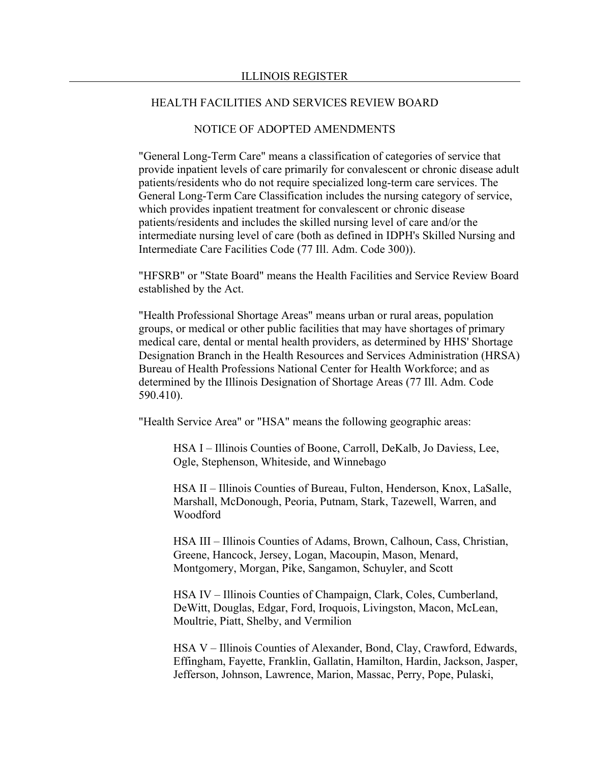"General Long-Term Care" means a classification of categories of service that provide inpatient levels of care primarily for convalescent or chronic disease adult patients/residents who do not require specialized long-term care services. The General Long-Term Care Classification includes the nursing category of service, which provides inpatient treatment for convalescent or chronic disease patients/residents and includes the skilled nursing level of care and/or the intermediate nursing level of care (both as defined in IDPH's Skilled Nursing and Intermediate Care Facilities Code (77 Ill. Adm. Code 300)).

"HFSRB" or "State Board" means the Health Facilities and Service Review Board established by the Act.

"Health Professional Shortage Areas" means urban or rural areas, population groups, or medical or other public facilities that may have shortages of primary medical care, dental or mental health providers, as determined by HHS' Shortage Designation Branch in the Health Resources and Services Administration (HRSA) Bureau of Health Professions National Center for Health Workforce; and as determined by the Illinois Designation of Shortage Areas (77 Ill. Adm. Code 590.410).

"Health Service Area" or "HSA" means the following geographic areas:

HSA I – Illinois Counties of Boone, Carroll, DeKalb, Jo Daviess, Lee, Ogle, Stephenson, Whiteside, and Winnebago

HSA II – Illinois Counties of Bureau, Fulton, Henderson, Knox, LaSalle, Marshall, McDonough, Peoria, Putnam, Stark, Tazewell, Warren, and Woodford

HSA III – Illinois Counties of Adams, Brown, Calhoun, Cass, Christian, Greene, Hancock, Jersey, Logan, Macoupin, Mason, Menard, Montgomery, Morgan, Pike, Sangamon, Schuyler, and Scott

HSA IV – Illinois Counties of Champaign, Clark, Coles, Cumberland, DeWitt, Douglas, Edgar, Ford, Iroquois, Livingston, Macon, McLean, Moultrie, Piatt, Shelby, and Vermilion

HSA V – Illinois Counties of Alexander, Bond, Clay, Crawford, Edwards, Effingham, Fayette, Franklin, Gallatin, Hamilton, Hardin, Jackson, Jasper, Jefferson, Johnson, Lawrence, Marion, Massac, Perry, Pope, Pulaski,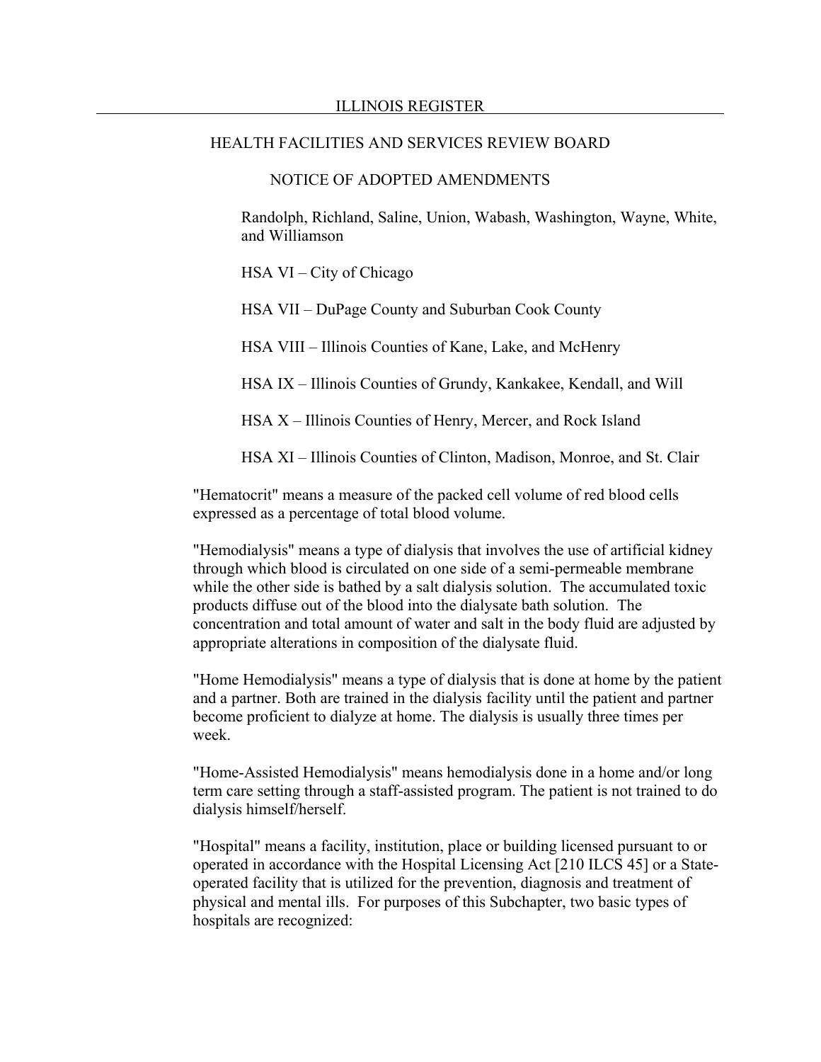Randolph, Richland, Saline, Union, Wabash, Washington, Wayne, White, and Williamson

HSA VI – City of Chicago

HSA VII – DuPage County and Suburban Cook County

HSA VIII – Illinois Counties of Kane, Lake, and McHenry

HSA IX – Illinois Counties of Grundy, Kankakee, Kendall, and Will

HSA X – Illinois Counties of Henry, Mercer, and Rock Island

HSA XI – Illinois Counties of Clinton, Madison, Monroe, and St. Clair

"Hematocrit" means a measure of the packed cell volume of red blood cells expressed as a percentage of total blood volume.

"Hemodialysis" means a type of dialysis that involves the use of artificial kidney through which blood is circulated on one side of a semi-permeable membrane while the other side is bathed by a salt dialysis solution. The accumulated toxic products diffuse out of the blood into the dialysate bath solution. The concentration and total amount of water and salt in the body fluid are adjusted by appropriate alterations in composition of the dialysate fluid.

"Home Hemodialysis" means a type of dialysis that is done at home by the patient and a partner. Both are trained in the dialysis facility until the patient and partner become proficient to dialyze at home. The dialysis is usually three times per week.

"Home-Assisted Hemodialysis" means hemodialysis done in a home and/or long term care setting through a staff-assisted program. The patient is not trained to do dialysis himself/herself.

"Hospital" means a facility, institution, place or building licensed pursuant to or operated in accordance with the Hospital Licensing Act [210 ILCS 45] or a State-operated facility that is utilized for the prevention, diagnosis and treatment of physical and mental ills. For purposes of this Subchapter, two basic types of hospitals are recognized: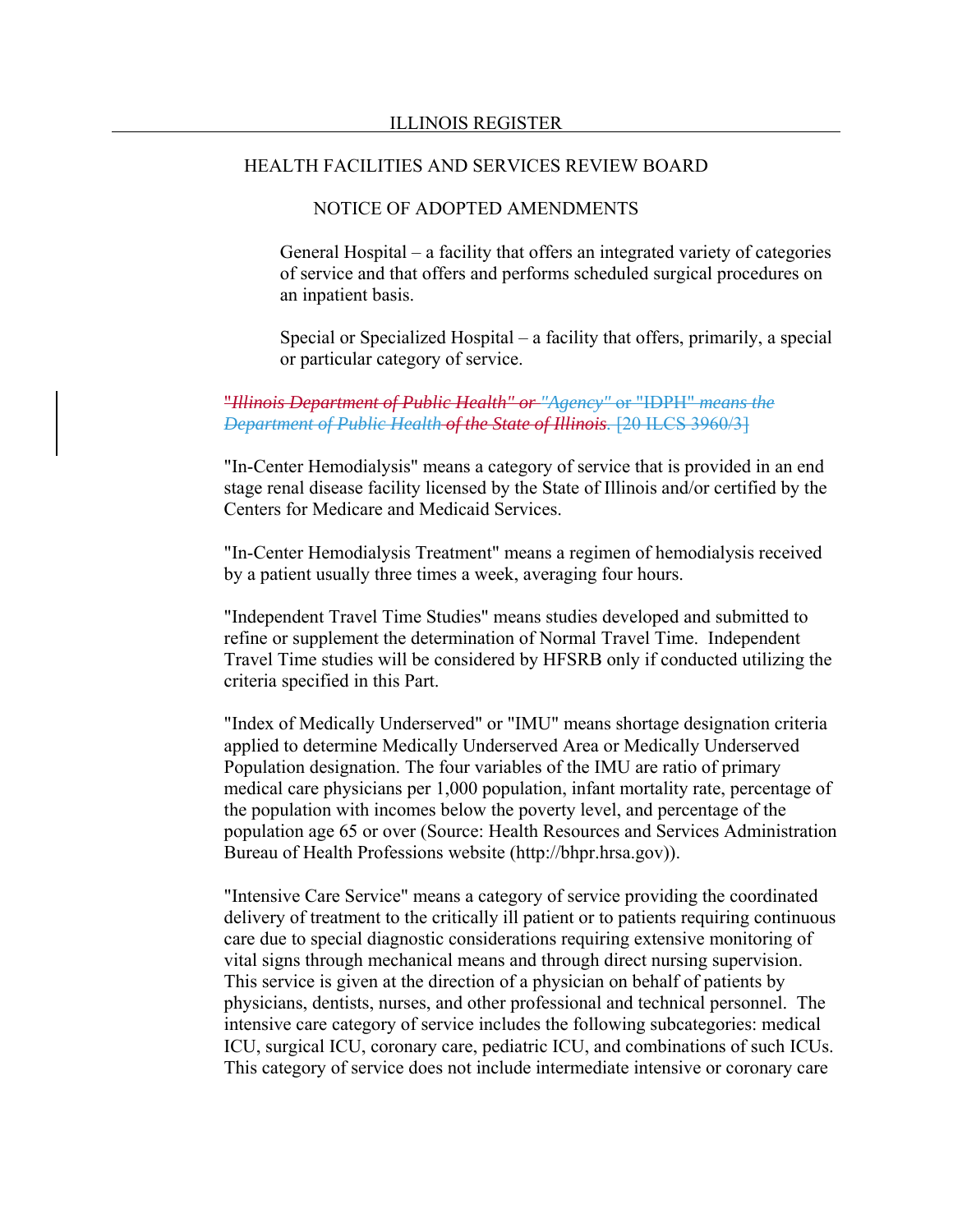General Hospital – a facility that offers an integrated variety of categories of service and that offers and performs scheduled surgical procedures on an inpatient basis.

Special or Specialized Hospital – a facility that offers, primarily, a special or particular category of service.

"~~Illinois Department of Public Health" or~~ "*Agency*" or "IDPH" *means the Department of Public Health* ~~of the State of Illinois~~. [20 ILCS 3960/3]

"In-Center Hemodialysis" means a category of service that is provided in an end stage renal disease facility licensed by the State of Illinois and/or certified by the Centers for Medicare and Medicaid Services.

"In-Center Hemodialysis Treatment" means a regimen of hemodialysis received by a patient usually three times a week, averaging four hours.

"Independent Travel Time Studies" means studies developed and submitted to refine or supplement the determination of Normal Travel Time. Independent Travel Time studies will be considered by HFSRB only if conducted utilizing the criteria specified in this Part.

"Index of Medically Underserved" or "IMU" means shortage designation criteria applied to determine Medically Underserved Area or Medically Underserved Population designation. The four variables of the IMU are ratio of primary medical care physicians per 1,000 population, infant mortality rate, percentage of the population with incomes below the poverty level, and percentage of the population age 65 or over (Source: Health Resources and Services Administration Bureau of Health Professions website (http://bhpr.hrsa.gov)).

"Intensive Care Service" means a category of service providing the coordinated delivery of treatment to the critically ill patient or to patients requiring continuous care due to special diagnostic considerations requiring extensive monitoring of vital signs through mechanical means and through direct nursing supervision. This service is given at the direction of a physician on behalf of patients by physicians, dentists, nurses, and other professional and technical personnel. The intensive care category of service includes the following subcategories: medical ICU, surgical ICU, coronary care, pediatric ICU, and combinations of such ICUs. This category of service does not include intermediate intensive or coronary care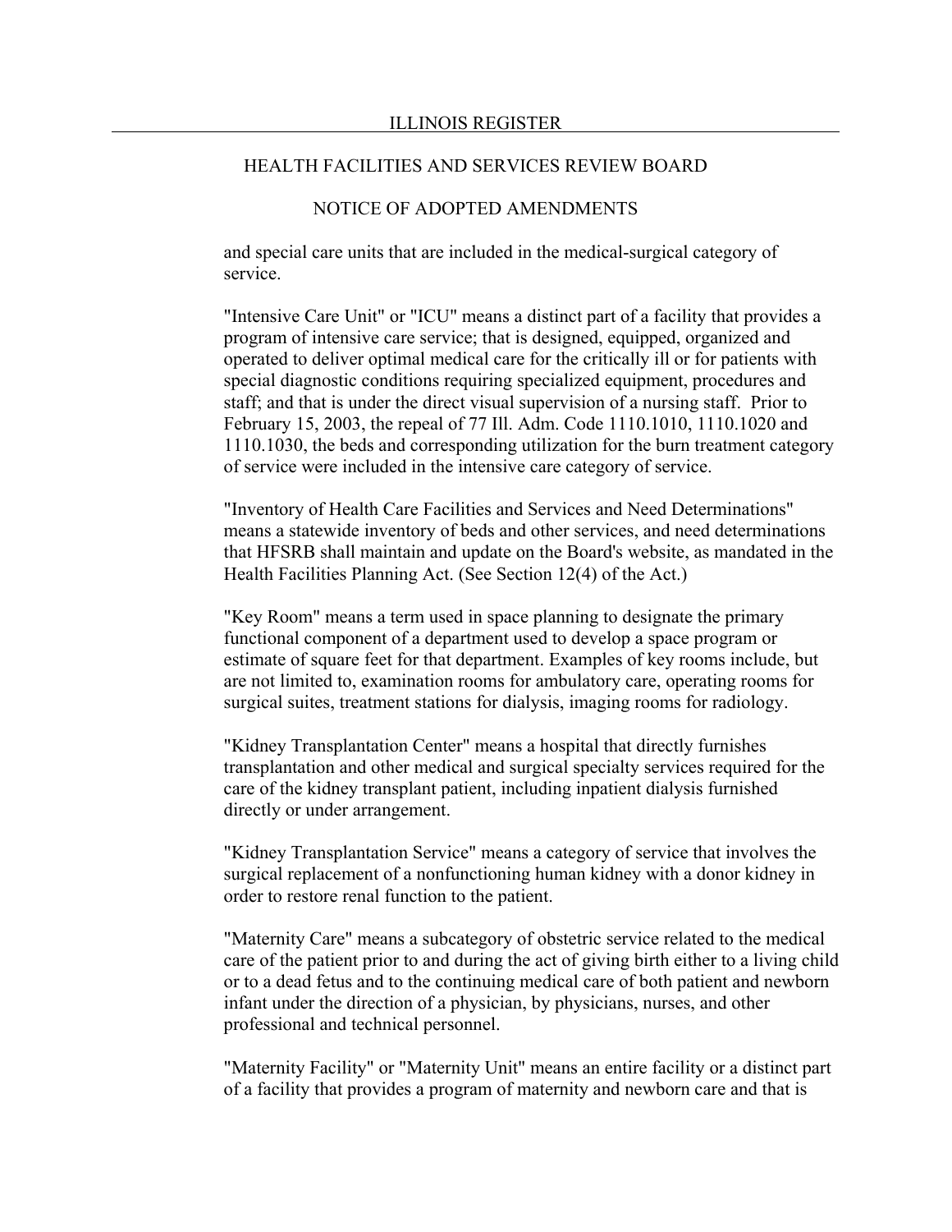and special care units that are included in the medical-surgical category of service.

"Intensive Care Unit" or "ICU" means a distinct part of a facility that provides a program of intensive care service; that is designed, equipped, organized and operated to deliver optimal medical care for the critically ill or for patients with special diagnostic conditions requiring specialized equipment, procedures and staff; and that is under the direct visual supervision of a nursing staff. Prior to February 15, 2003, the repeal of 77 Ill. Adm. Code 1110.1010, 1110.1020 and 1110.1030, the beds and corresponding utilization for the burn treatment category of service were included in the intensive care category of service.

"Inventory of Health Care Facilities and Services and Need Determinations" means a statewide inventory of beds and other services, and need determinations that HFSRB shall maintain and update on the Board's website, as mandated in the Health Facilities Planning Act. (See Section 12(4) of the Act.)

"Key Room" means a term used in space planning to designate the primary functional component of a department used to develop a space program or estimate of square feet for that department. Examples of key rooms include, but are not limited to, examination rooms for ambulatory care, operating rooms for surgical suites, treatment stations for dialysis, imaging rooms for radiology.

"Kidney Transplantation Center" means a hospital that directly furnishes transplantation and other medical and surgical specialty services required for the care of the kidney transplant patient, including inpatient dialysis furnished directly or under arrangement.

"Kidney Transplantation Service" means a category of service that involves the surgical replacement of a nonfunctioning human kidney with a donor kidney in order to restore renal function to the patient.

"Maternity Care" means a subcategory of obstetric service related to the medical care of the patient prior to and during the act of giving birth either to a living child or to a dead fetus and to the continuing medical care of both patient and newborn infant under the direction of a physician, by physicians, nurses, and other professional and technical personnel.

"Maternity Facility" or "Maternity Unit" means an entire facility or a distinct part of a facility that provides a program of maternity and newborn care and that is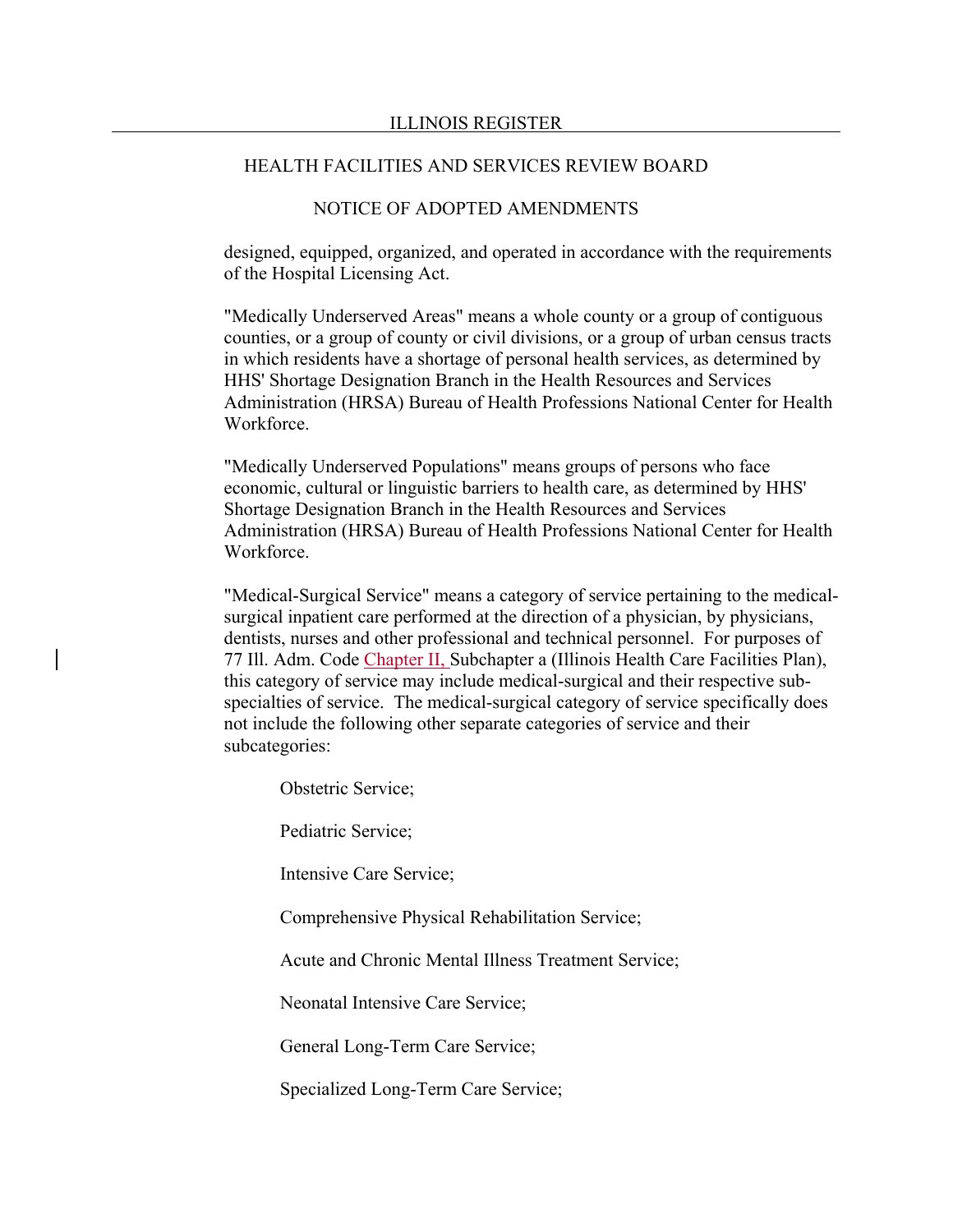designed, equipped, organized, and operated in accordance with the requirements of the Hospital Licensing Act.

"Medically Underserved Areas" means a whole county or a group of contiguous counties, or a group of county or civil divisions, or a group of urban census tracts in which residents have a shortage of personal health services, as determined by HHS' Shortage Designation Branch in the Health Resources and Services Administration (HRSA) Bureau of Health Professions National Center for Health Workforce.

"Medically Underserved Populations" means groups of persons who face economic, cultural or linguistic barriers to health care, as determined by HHS' Shortage Designation Branch in the Health Resources and Services Administration (HRSA) Bureau of Health Professions National Center for Health Workforce.

"Medical-Surgical Service" means a category of service pertaining to the medical-surgical inpatient care performed at the direction of a physician, by physicians, dentists, nurses and other professional and technical personnel. For purposes of 77 Ill. Adm. Code Chapter II, Subchapter a (Illinois Health Care Facilities Plan), this category of service may include medical-surgical and their respective sub-specialties of service. The medical-surgical category of service specifically does not include the following other separate categories of service and their subcategories:

Obstetric Service;

Pediatric Service;

Intensive Care Service;

Comprehensive Physical Rehabilitation Service;

Acute and Chronic Mental Illness Treatment Service;

Neonatal Intensive Care Service;

General Long-Term Care Service;

Specialized Long-Term Care Service;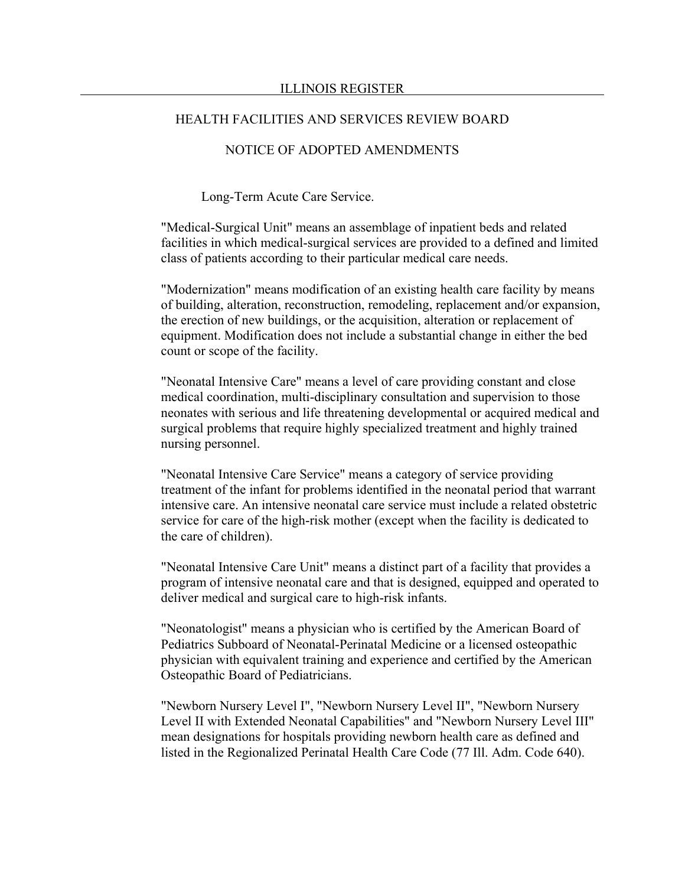Long-Term Acute Care Service.

"Medical-Surgical Unit" means an assemblage of inpatient beds and related facilities in which medical-surgical services are provided to a defined and limited class of patients according to their particular medical care needs.

"Modernization" means modification of an existing health care facility by means of building, alteration, reconstruction, remodeling, replacement and/or expansion, the erection of new buildings, or the acquisition, alteration or replacement of equipment. Modification does not include a substantial change in either the bed count or scope of the facility.

"Neonatal Intensive Care" means a level of care providing constant and close medical coordination, multi-disciplinary consultation and supervision to those neonates with serious and life threatening developmental or acquired medical and surgical problems that require highly specialized treatment and highly trained nursing personnel.

"Neonatal Intensive Care Service" means a category of service providing treatment of the infant for problems identified in the neonatal period that warrant intensive care. An intensive neonatal care service must include a related obstetric service for care of the high-risk mother (except when the facility is dedicated to the care of children).

"Neonatal Intensive Care Unit" means a distinct part of a facility that provides a program of intensive neonatal care and that is designed, equipped and operated to deliver medical and surgical care to high-risk infants.

"Neonatologist" means a physician who is certified by the American Board of Pediatrics Subboard of Neonatal-Perinatal Medicine or a licensed osteopathic physician with equivalent training and experience and certified by the American Osteopathic Board of Pediatricians.

"Newborn Nursery Level I", "Newborn Nursery Level II", "Newborn Nursery Level II with Extended Neonatal Capabilities" and "Newborn Nursery Level III" mean designations for hospitals providing newborn health care as defined and listed in the Regionalized Perinatal Health Care Code (77 Ill. Adm. Code 640).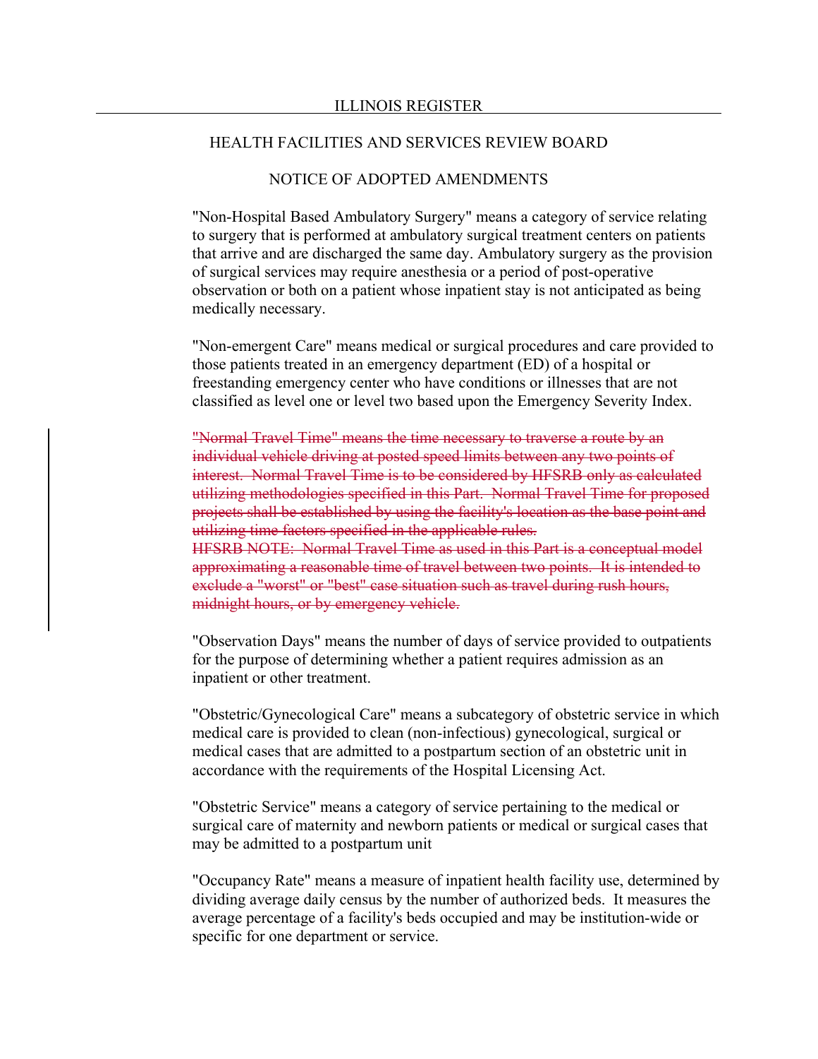"Non-Hospital Based Ambulatory Surgery" means a category of service relating to surgery that is performed at ambulatory surgical treatment centers on patients that arrive and are discharged the same day. Ambulatory surgery as the provision of surgical services may require anesthesia or a period of post-operative observation or both on a patient whose inpatient stay is not anticipated as being medically necessary.

"Non-emergent Care" means medical or surgical procedures and care provided to those patients treated in an emergency department (ED) of a hospital or freestanding emergency center who have conditions or illnesses that are not classified as level one or level two based upon the Emergency Severity Index.

~~"Normal Travel Time" means the time necessary to traverse a route by an individual vehicle driving at posted speed limits between any two points of interest. Normal Travel Time is to be considered by HFSRB only as calculated utilizing methodologies specified in this Part. Normal Travel Time for proposed projects shall be established by using the facility's location as the base point and utilizing time factors specified in the applicable rules.~~
~~HFSRB NOTE: Normal Travel Time as used in this Part is a conceptual model approximating a reasonable time of travel between two points. It is intended to exclude a "worst" or "best" case situation such as travel during rush hours, midnight hours, or by emergency vehicle.~~

"Observation Days" means the number of days of service provided to outpatients for the purpose of determining whether a patient requires admission as an inpatient or other treatment.

"Obstetric/Gynecological Care" means a subcategory of obstetric service in which medical care is provided to clean (non-infectious) gynecological, surgical or medical cases that are admitted to a postpartum section of an obstetric unit in accordance with the requirements of the Hospital Licensing Act.

"Obstetric Service" means a category of service pertaining to the medical or surgical care of maternity and newborn patients or medical or surgical cases that may be admitted to a postpartum unit

"Occupancy Rate" means a measure of inpatient health facility use, determined by dividing average daily census by the number of authorized beds. It measures the average percentage of a facility's beds occupied and may be institution-wide or specific for one department or service.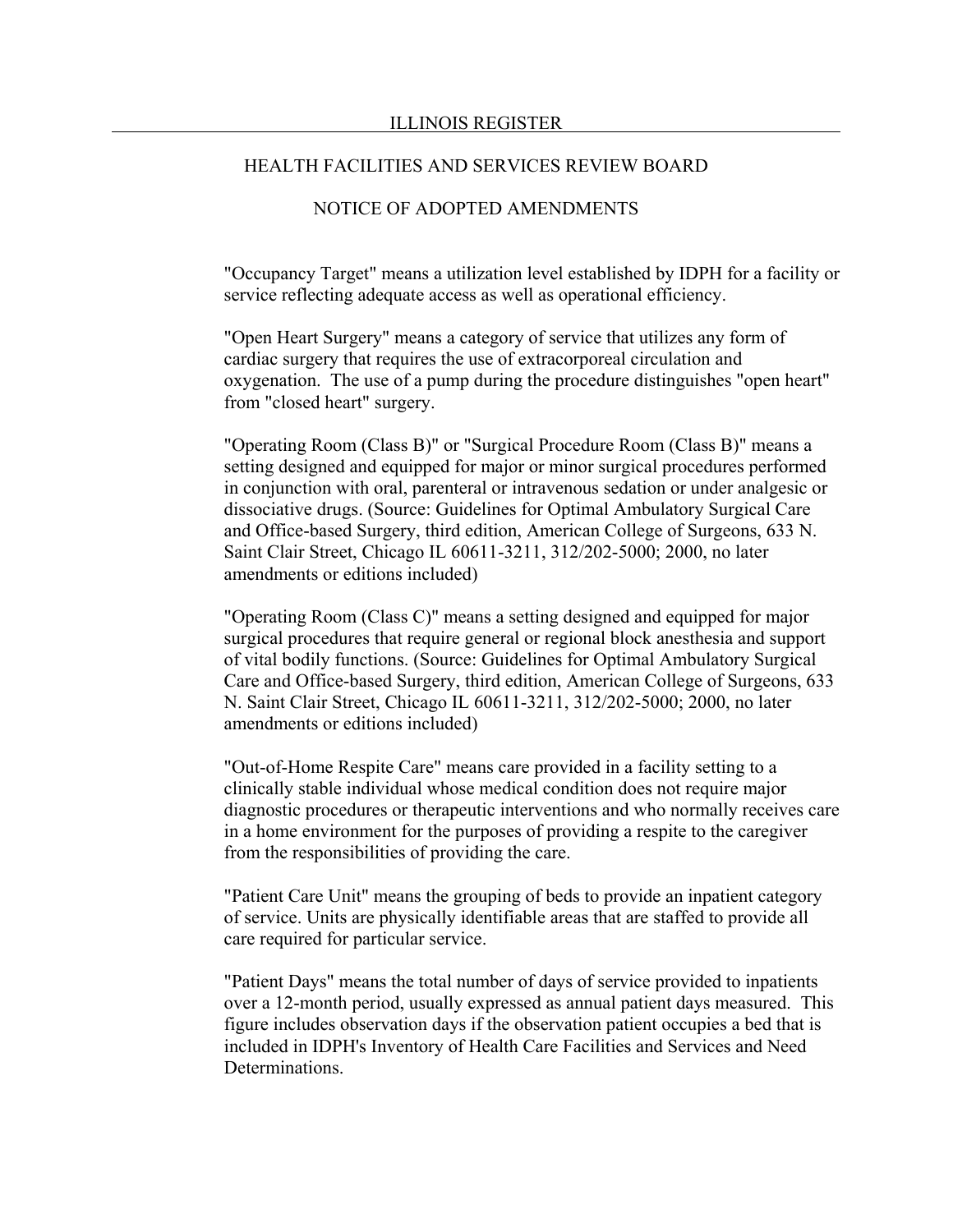"Occupancy Target" means a utilization level established by IDPH for a facility or service reflecting adequate access as well as operational efficiency.

"Open Heart Surgery" means a category of service that utilizes any form of cardiac surgery that requires the use of extracorporeal circulation and oxygenation. The use of a pump during the procedure distinguishes "open heart" from "closed heart" surgery.

"Operating Room (Class B)" or "Surgical Procedure Room (Class B)" means a setting designed and equipped for major or minor surgical procedures performed in conjunction with oral, parenteral or intravenous sedation or under analgesic or dissociative drugs. (Source: Guidelines for Optimal Ambulatory Surgical Care and Office-based Surgery, third edition, American College of Surgeons, 633 N. Saint Clair Street, Chicago IL 60611-3211, 312/202-5000; 2000, no later amendments or editions included)

"Operating Room (Class C)" means a setting designed and equipped for major surgical procedures that require general or regional block anesthesia and support of vital bodily functions. (Source: Guidelines for Optimal Ambulatory Surgical Care and Office-based Surgery, third edition, American College of Surgeons, 633 N. Saint Clair Street, Chicago IL 60611-3211, 312/202-5000; 2000, no later amendments or editions included)

"Out-of-Home Respite Care" means care provided in a facility setting to a clinically stable individual whose medical condition does not require major diagnostic procedures or therapeutic interventions and who normally receives care in a home environment for the purposes of providing a respite to the caregiver from the responsibilities of providing the care.

"Patient Care Unit" means the grouping of beds to provide an inpatient category of service. Units are physically identifiable areas that are staffed to provide all care required for particular service.

"Patient Days" means the total number of days of service provided to inpatients over a 12-month period, usually expressed as annual patient days measured. This figure includes observation days if the observation patient occupies a bed that is included in IDPH's Inventory of Health Care Facilities and Services and Need Determinations.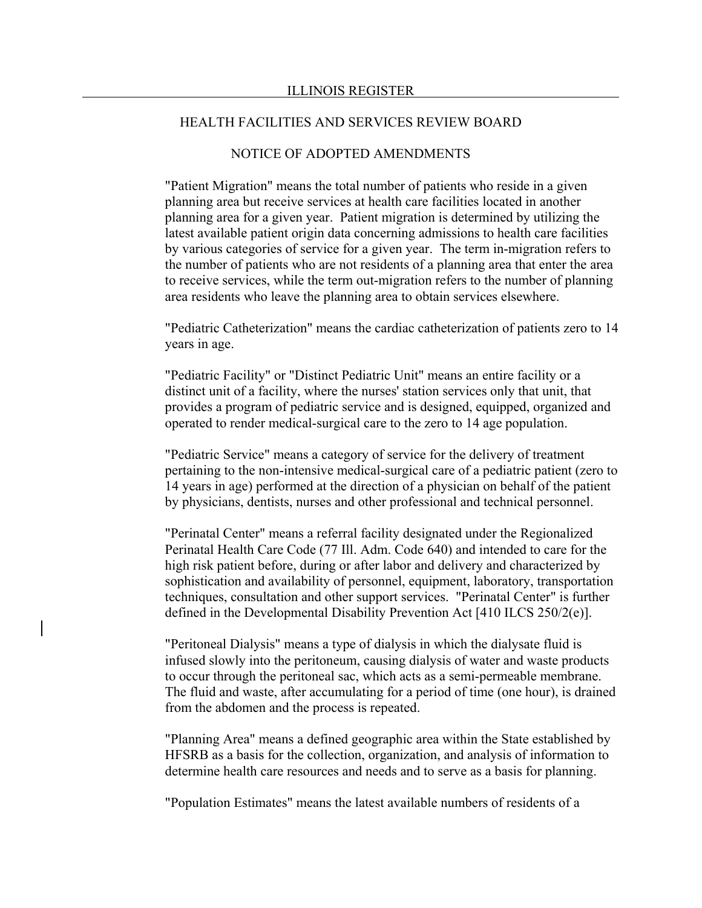"Patient Migration" means the total number of patients who reside in a given planning area but receive services at health care facilities located in another planning area for a given year. Patient migration is determined by utilizing the latest available patient origin data concerning admissions to health care facilities by various categories of service for a given year. The term in-migration refers to the number of patients who are not residents of a planning area that enter the area to receive services, while the term out-migration refers to the number of planning area residents who leave the planning area to obtain services elsewhere.

"Pediatric Catheterization" means the cardiac catheterization of patients zero to 14 years in age.

"Pediatric Facility" or "Distinct Pediatric Unit" means an entire facility or a distinct unit of a facility, where the nurses' station services only that unit, that provides a program of pediatric service and is designed, equipped, organized and operated to render medical-surgical care to the zero to 14 age population.

"Pediatric Service" means a category of service for the delivery of treatment pertaining to the non-intensive medical-surgical care of a pediatric patient (zero to 14 years in age) performed at the direction of a physician on behalf of the patient by physicians, dentists, nurses and other professional and technical personnel.

"Perinatal Center" means a referral facility designated under the Regionalized Perinatal Health Care Code (77 Ill. Adm. Code 640) and intended to care for the high risk patient before, during or after labor and delivery and characterized by sophistication and availability of personnel, equipment, laboratory, transportation techniques, consultation and other support services. "Perinatal Center" is further defined in the Developmental Disability Prevention Act [410 ILCS 250/2(e)].

"Peritoneal Dialysis" means a type of dialysis in which the dialysate fluid is infused slowly into the peritoneum, causing dialysis of water and waste products to occur through the peritoneal sac, which acts as a semi-permeable membrane. The fluid and waste, after accumulating for a period of time (one hour), is drained from the abdomen and the process is repeated.

"Planning Area" means a defined geographic area within the State established by HFSRB as a basis for the collection, organization, and analysis of information to determine health care resources and needs and to serve as a basis for planning.

"Population Estimates" means the latest available numbers of residents of a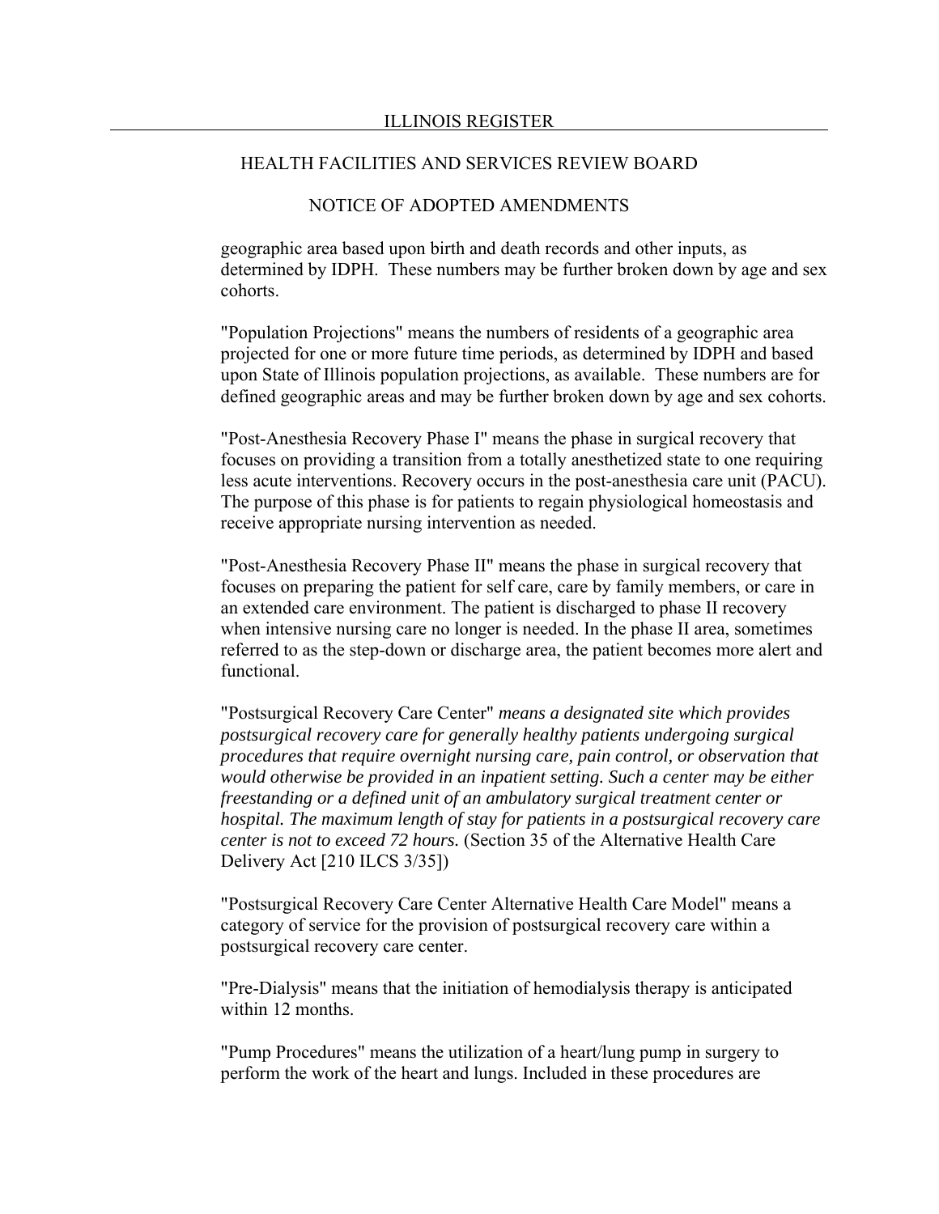geographic area based upon birth and death records and other inputs, as determined by IDPH. These numbers may be further broken down by age and sex cohorts.

"Population Projections" means the numbers of residents of a geographic area projected for one or more future time periods, as determined by IDPH and based upon State of Illinois population projections, as available. These numbers are for defined geographic areas and may be further broken down by age and sex cohorts.

"Post-Anesthesia Recovery Phase I" means the phase in surgical recovery that focuses on providing a transition from a totally anesthetized state to one requiring less acute interventions. Recovery occurs in the post-anesthesia care unit (PACU). The purpose of this phase is for patients to regain physiological homeostasis and receive appropriate nursing intervention as needed.

"Post-Anesthesia Recovery Phase II" means the phase in surgical recovery that focuses on preparing the patient for self care, care by family members, or care in an extended care environment. The patient is discharged to phase II recovery when intensive nursing care no longer is needed. In the phase II area, sometimes referred to as the step-down or discharge area, the patient becomes more alert and functional.

"Postsurgical Recovery Care Center" *means a designated site which provides postsurgical recovery care for generally healthy patients undergoing surgical procedures that require overnight nursing care, pain control, or observation that would otherwise be provided in an inpatient setting. Such a center may be either freestanding or a defined unit of an ambulatory surgical treatment center or hospital. The maximum length of stay for patients in a postsurgical recovery care center is not to exceed 72 hours.* (Section 35 of the Alternative Health Care Delivery Act [210 ILCS 3/35])

"Postsurgical Recovery Care Center Alternative Health Care Model" means a category of service for the provision of postsurgical recovery care within a postsurgical recovery care center.

"Pre-Dialysis" means that the initiation of hemodialysis therapy is anticipated within 12 months.

"Pump Procedures" means the utilization of a heart/lung pump in surgery to perform the work of the heart and lungs. Included in these procedures are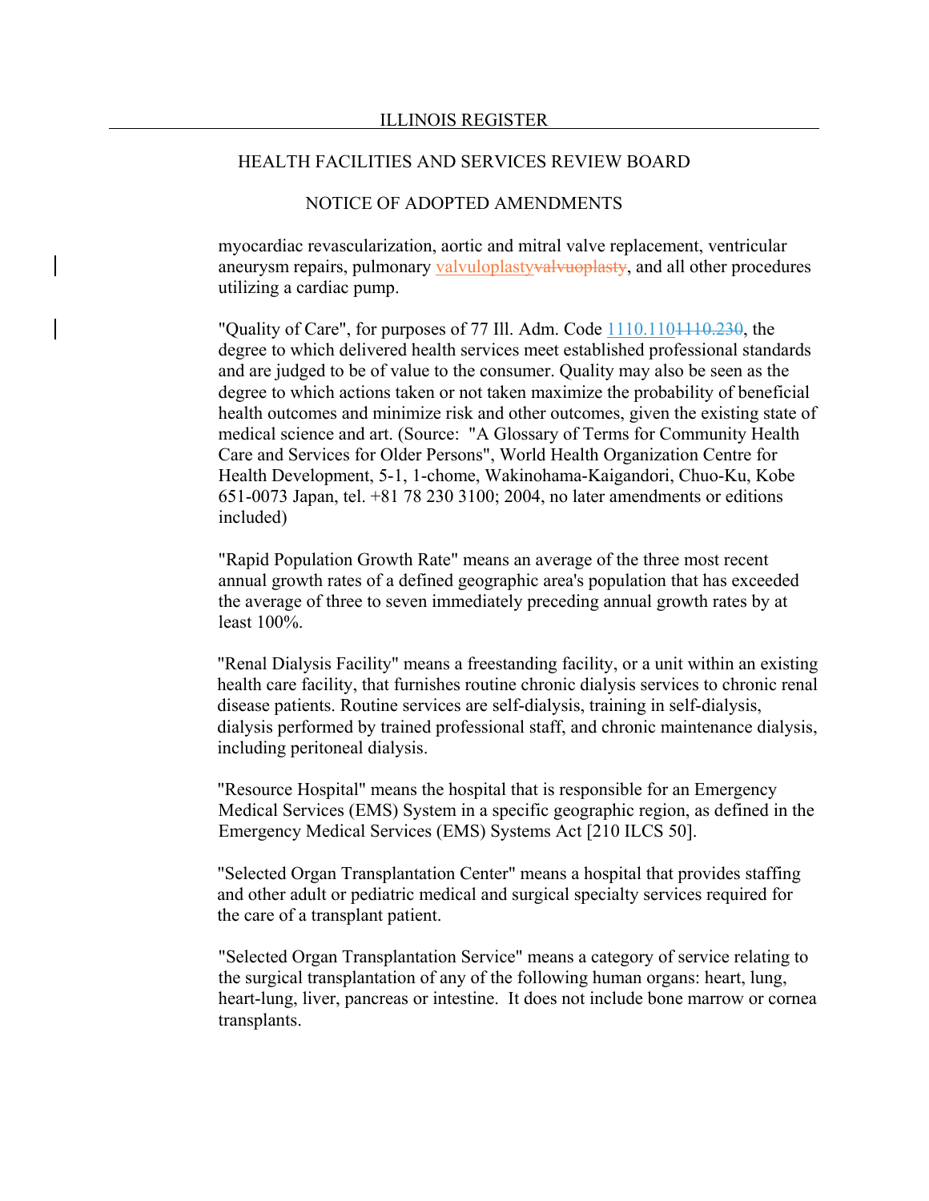myocardiac revascularization, aortic and mitral valve replacement, ventricular aneurysm repairs, pulmonary valvuloplasty~~valvuoplasty~~, and all other procedures utilizing a cardiac pump.

"Quality of Care", for purposes of 77 Ill. Adm. Code 1110.110~~1110.230~~, the degree to which delivered health services meet established professional standards and are judged to be of value to the consumer. Quality may also be seen as the degree to which actions taken or not taken maximize the probability of beneficial health outcomes and minimize risk and other outcomes, given the existing state of medical science and art. (Source: "A Glossary of Terms for Community Health Care and Services for Older Persons", World Health Organization Centre for Health Development, 5-1, 1-chome, Wakinohama-Kaigandori, Chuo-Ku, Kobe 651-0073 Japan, tel. +81 78 230 3100; 2004, no later amendments or editions included)

"Rapid Population Growth Rate" means an average of the three most recent annual growth rates of a defined geographic area's population that has exceeded the average of three to seven immediately preceding annual growth rates by at least 100%.

"Renal Dialysis Facility" means a freestanding facility, or a unit within an existing health care facility, that furnishes routine chronic dialysis services to chronic renal disease patients. Routine services are self-dialysis, training in self-dialysis, dialysis performed by trained professional staff, and chronic maintenance dialysis, including peritoneal dialysis.

"Resource Hospital" means the hospital that is responsible for an Emergency Medical Services (EMS) System in a specific geographic region, as defined in the Emergency Medical Services (EMS) Systems Act [210 ILCS 50].

"Selected Organ Transplantation Center" means a hospital that provides staffing and other adult or pediatric medical and surgical specialty services required for the care of a transplant patient.

"Selected Organ Transplantation Service" means a category of service relating to the surgical transplantation of any of the following human organs: heart, lung, heart-lung, liver, pancreas or intestine. It does not include bone marrow or cornea transplants.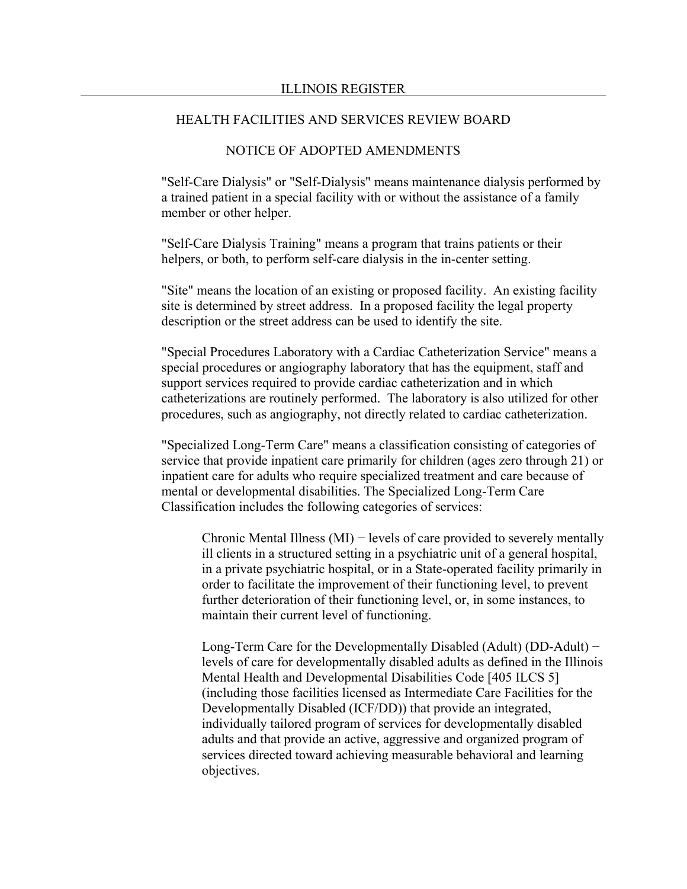"Self-Care Dialysis" or "Self-Dialysis" means maintenance dialysis performed by a trained patient in a special facility with or without the assistance of a family member or other helper.

"Self-Care Dialysis Training" means a program that trains patients or their helpers, or both, to perform self-care dialysis in the in-center setting.

"Site" means the location of an existing or proposed facility. An existing facility site is determined by street address. In a proposed facility the legal property description or the street address can be used to identify the site.

"Special Procedures Laboratory with a Cardiac Catheterization Service" means a special procedures or angiography laboratory that has the equipment, staff and support services required to provide cardiac catheterization and in which catheterizations are routinely performed. The laboratory is also utilized for other procedures, such as angiography, not directly related to cardiac catheterization.

"Specialized Long-Term Care" means a classification consisting of categories of service that provide inpatient care primarily for children (ages zero through 21) or inpatient care for adults who require specialized treatment and care because of mental or developmental disabilities. The Specialized Long-Term Care Classification includes the following categories of services:

> Chronic Mental Illness (MI) − levels of care provided to severely mentally ill clients in a structured setting in a psychiatric unit of a general hospital, in a private psychiatric hospital, or in a State-operated facility primarily in order to facilitate the improvement of their functioning level, to prevent further deterioration of their functioning level, or, in some instances, to maintain their current level of functioning.
>
> Long-Term Care for the Developmentally Disabled (Adult) (DD-Adult) − levels of care for developmentally disabled adults as defined in the Illinois Mental Health and Developmental Disabilities Code [405 ILCS 5] (including those facilities licensed as Intermediate Care Facilities for the Developmentally Disabled (ICF/DD)) that provide an integrated, individually tailored program of services for developmentally disabled adults and that provide an active, aggressive and organized program of services directed toward achieving measurable behavioral and learning objectives.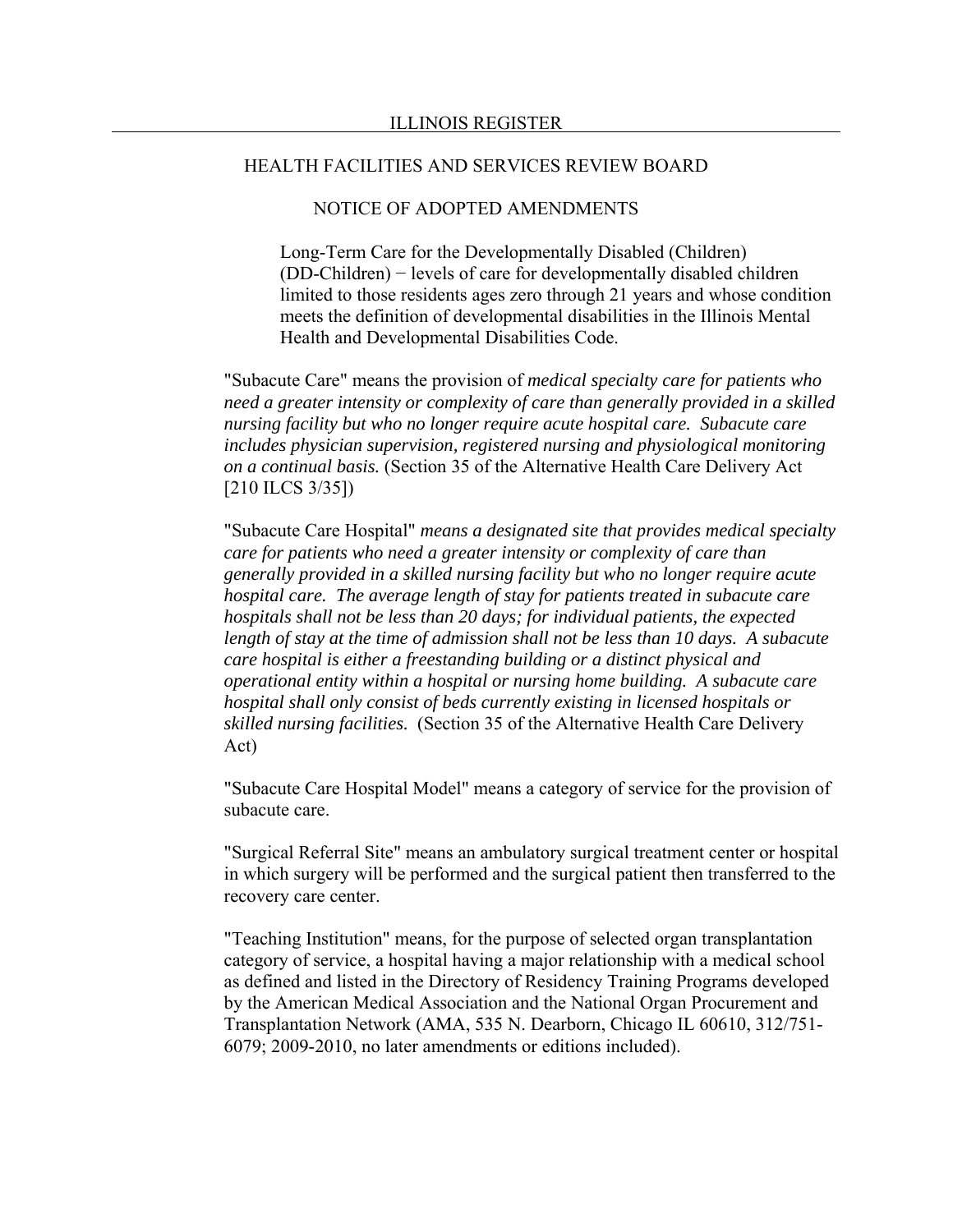Long-Term Care for the Developmentally Disabled (Children) (DD-Children) − levels of care for developmentally disabled children limited to those residents ages zero through 21 years and whose condition meets the definition of developmental disabilities in the Illinois Mental Health and Developmental Disabilities Code.

"Subacute Care" means the provision of *medical specialty care for patients who need a greater intensity or complexity of care than generally provided in a skilled nursing facility but who no longer require acute hospital care. Subacute care includes physician supervision, registered nursing and physiological monitoring on a continual basis.* (Section 35 of the Alternative Health Care Delivery Act [210 ILCS 3/35])

"Subacute Care Hospital" *means a designated site that provides medical specialty care for patients who need a greater intensity or complexity of care than generally provided in a skilled nursing facility but who no longer require acute hospital care. The average length of stay for patients treated in subacute care hospitals shall not be less than 20 days; for individual patients, the expected length of stay at the time of admission shall not be less than 10 days. A subacute care hospital is either a freestanding building or a distinct physical and operational entity within a hospital or nursing home building. A subacute care hospital shall only consist of beds currently existing in licensed hospitals or skilled nursing facilities.* (Section 35 of the Alternative Health Care Delivery Act)

"Subacute Care Hospital Model" means a category of service for the provision of subacute care.

"Surgical Referral Site" means an ambulatory surgical treatment center or hospital in which surgery will be performed and the surgical patient then transferred to the recovery care center.

"Teaching Institution" means, for the purpose of selected organ transplantation category of service, a hospital having a major relationship with a medical school as defined and listed in the Directory of Residency Training Programs developed by the American Medical Association and the National Organ Procurement and Transplantation Network (AMA, 535 N. Dearborn, Chicago IL 60610, 312/751-6079; 2009-2010, no later amendments or editions included).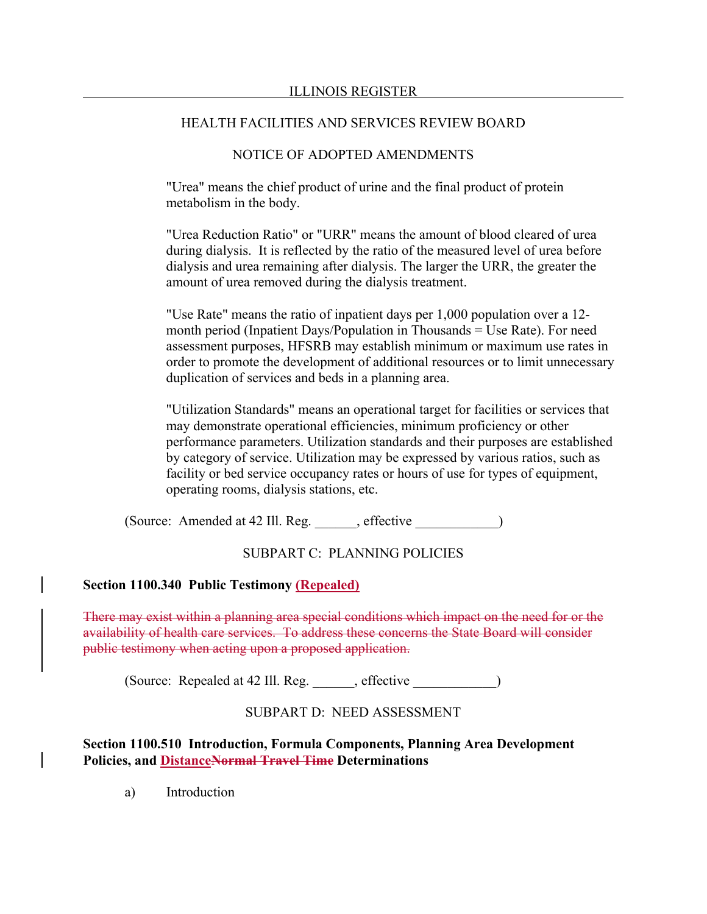"Urea" means the chief product of urine and the final product of protein metabolism in the body.

"Urea Reduction Ratio" or "URR" means the amount of blood cleared of urea during dialysis. It is reflected by the ratio of the measured level of urea before dialysis and urea remaining after dialysis. The larger the URR, the greater the amount of urea removed during the dialysis treatment.

"Use Rate" means the ratio of inpatient days per 1,000 population over a 12-month period (Inpatient Days/Population in Thousands = Use Rate). For need assessment purposes, HFSRB may establish minimum or maximum use rates in order to promote the development of additional resources or to limit unnecessary duplication of services and beds in a planning area.

"Utilization Standards" means an operational target for facilities or services that may demonstrate operational efficiencies, minimum proficiency or other performance parameters. Utilization standards and their purposes are established by category of service. Utilization may be expressed by various ratios, such as facility or bed service occupancy rates or hours of use for types of equipment, operating rooms, dialysis stations, etc.

(Source: Amended at 42 Ill. Reg. ______, effective ____________)

SUBPART C: PLANNING POLICIES

**Section 1100.340 Public Testimony <u>(Repealed)</u>**

~~There may exist within a planning area special conditions which impact on the need for or the availability of health care services. To address these concerns the State Board will consider public testimony when acting upon a proposed application.~~

(Source: Repealed at 42 Ill. Reg. ______, effective ____________)

SUBPART D: NEED ASSESSMENT

**Section 1100.510 Introduction, Formula Components, Planning Area Development Policies, and <u>Distance</u>~~Normal Travel Time~~ Determinations**

a) Introduction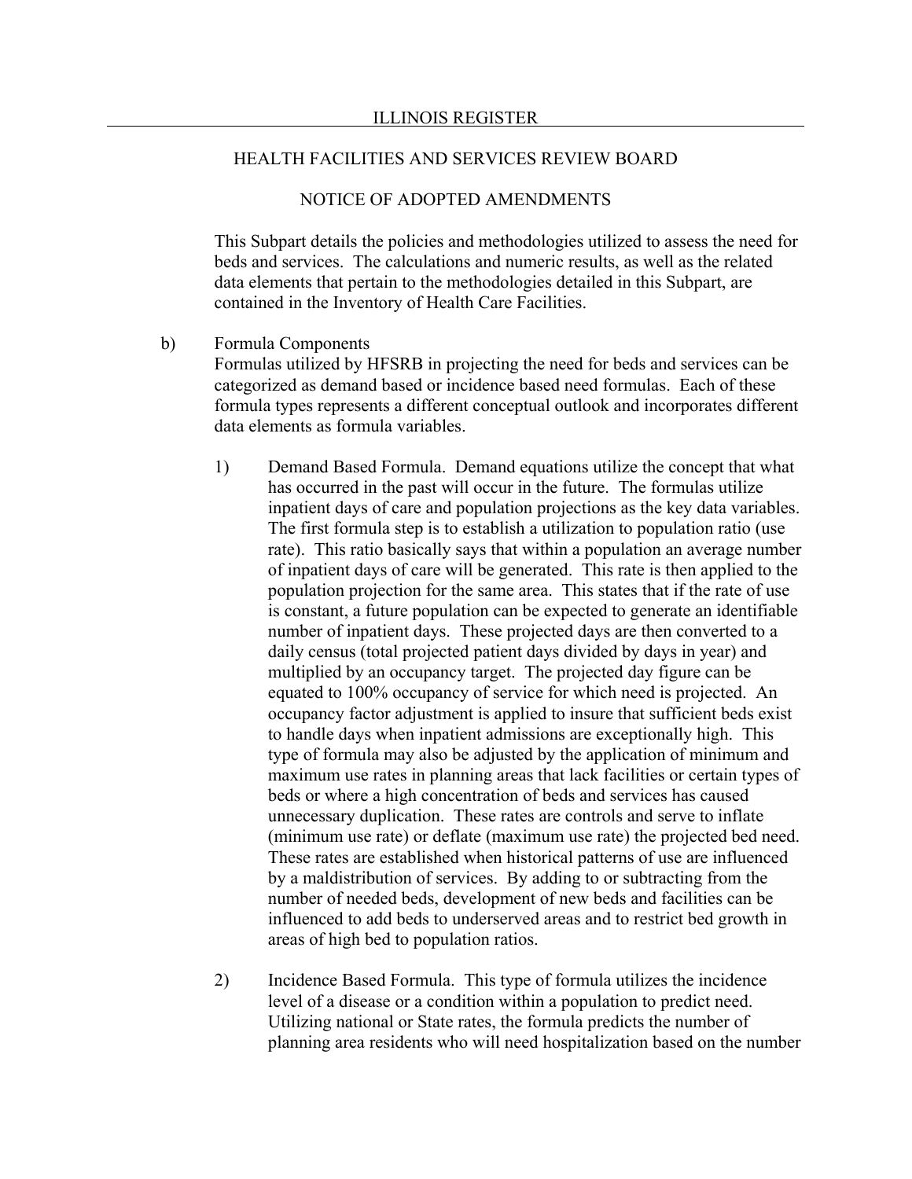This Subpart details the policies and methodologies utilized to assess the need for beds and services. The calculations and numeric results, as well as the related data elements that pertain to the methodologies detailed in this Subpart, are contained in the Inventory of Health Care Facilities.

b) Formula Components

Formulas utilized by HFSRB in projecting the need for beds and services can be categorized as demand based or incidence based need formulas. Each of these formula types represents a different conceptual outlook and incorporates different data elements as formula variables.

1) Demand Based Formula. Demand equations utilize the concept that what has occurred in the past will occur in the future. The formulas utilize inpatient days of care and population projections as the key data variables. The first formula step is to establish a utilization to population ratio (use rate). This ratio basically says that within a population an average number of inpatient days of care will be generated. This rate is then applied to the population projection for the same area. This states that if the rate of use is constant, a future population can be expected to generate an identifiable number of inpatient days. These projected days are then converted to a daily census (total projected patient days divided by days in year) and multiplied by an occupancy target. The projected day figure can be equated to 100% occupancy of service for which need is projected. An occupancy factor adjustment is applied to insure that sufficient beds exist to handle days when inpatient admissions are exceptionally high. This type of formula may also be adjusted by the application of minimum and maximum use rates in planning areas that lack facilities or certain types of beds or where a high concentration of beds and services has caused unnecessary duplication. These rates are controls and serve to inflate (minimum use rate) or deflate (maximum use rate) the projected bed need. These rates are established when historical patterns of use are influenced by a maldistribution of services. By adding to or subtracting from the number of needed beds, development of new beds and facilities can be influenced to add beds to underserved areas and to restrict bed growth in areas of high bed to population ratios.

2) Incidence Based Formula. This type of formula utilizes the incidence level of a disease or a condition within a population to predict need. Utilizing national or State rates, the formula predicts the number of planning area residents who will need hospitalization based on the number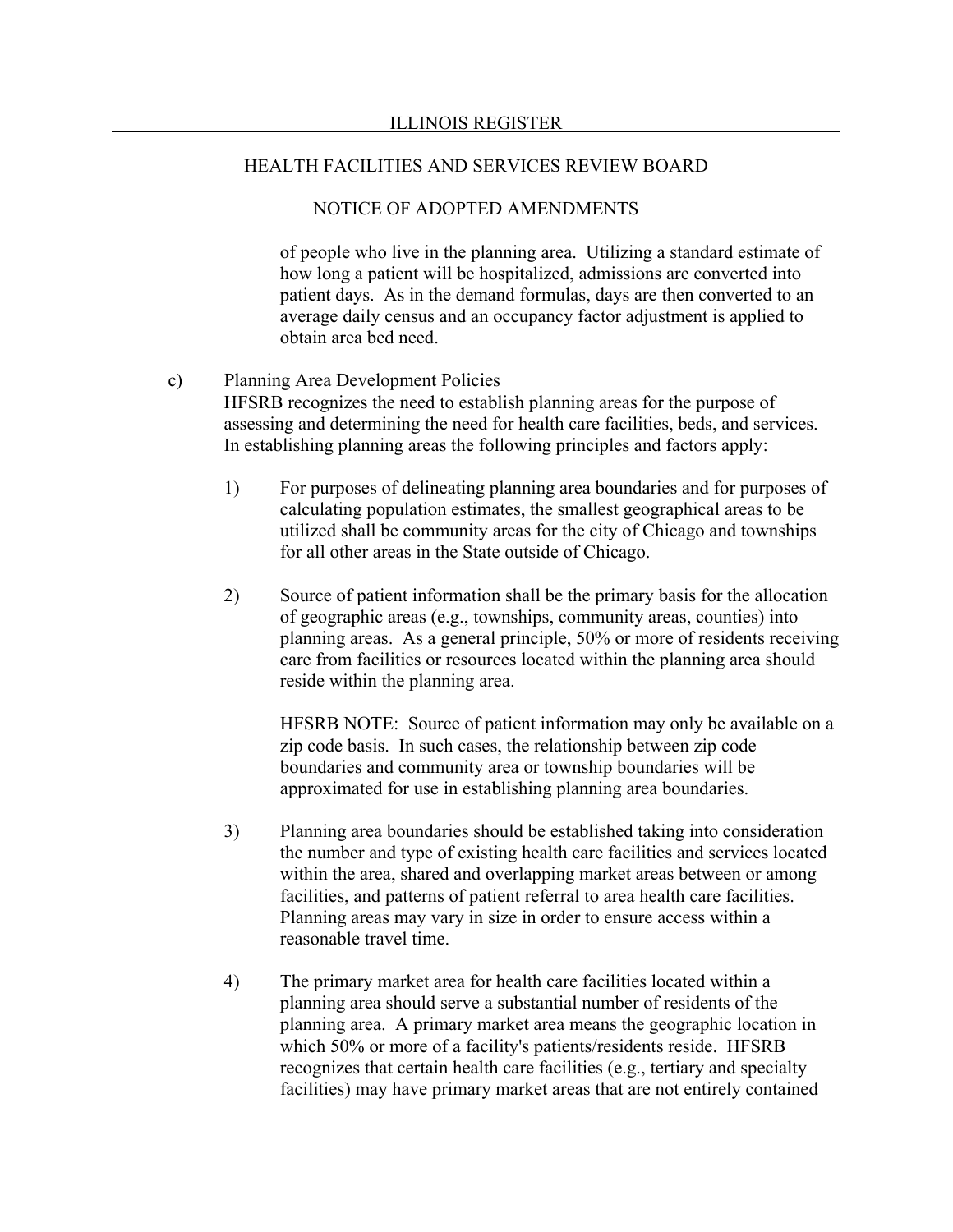of people who live in the planning area. Utilizing a standard estimate of how long a patient will be hospitalized, admissions are converted into patient days. As in the demand formulas, days are then converted to an average daily census and an occupancy factor adjustment is applied to obtain area bed need.

c) Planning Area Development Policies

HFSRB recognizes the need to establish planning areas for the purpose of assessing and determining the need for health care facilities, beds, and services. In establishing planning areas the following principles and factors apply:

1) For purposes of delineating planning area boundaries and for purposes of calculating population estimates, the smallest geographical areas to be utilized shall be community areas for the city of Chicago and townships for all other areas in the State outside of Chicago.

2) Source of patient information shall be the primary basis for the allocation of geographic areas (e.g., townships, community areas, counties) into planning areas. As a general principle, 50% or more of residents receiving care from facilities or resources located within the planning area should reside within the planning area.

   HFSRB NOTE: Source of patient information may only be available on a zip code basis. In such cases, the relationship between zip code boundaries and community area or township boundaries will be approximated for use in establishing planning area boundaries.

3) Planning area boundaries should be established taking into consideration the number and type of existing health care facilities and services located within the area, shared and overlapping market areas between or among facilities, and patterns of patient referral to area health care facilities. Planning areas may vary in size in order to ensure access within a reasonable travel time.

4) The primary market area for health care facilities located within a planning area should serve a substantial number of residents of the planning area. A primary market area means the geographic location in which 50% or more of a facility's patients/residents reside. HFSRB recognizes that certain health care facilities (e.g., tertiary and specialty facilities) may have primary market areas that are not entirely contained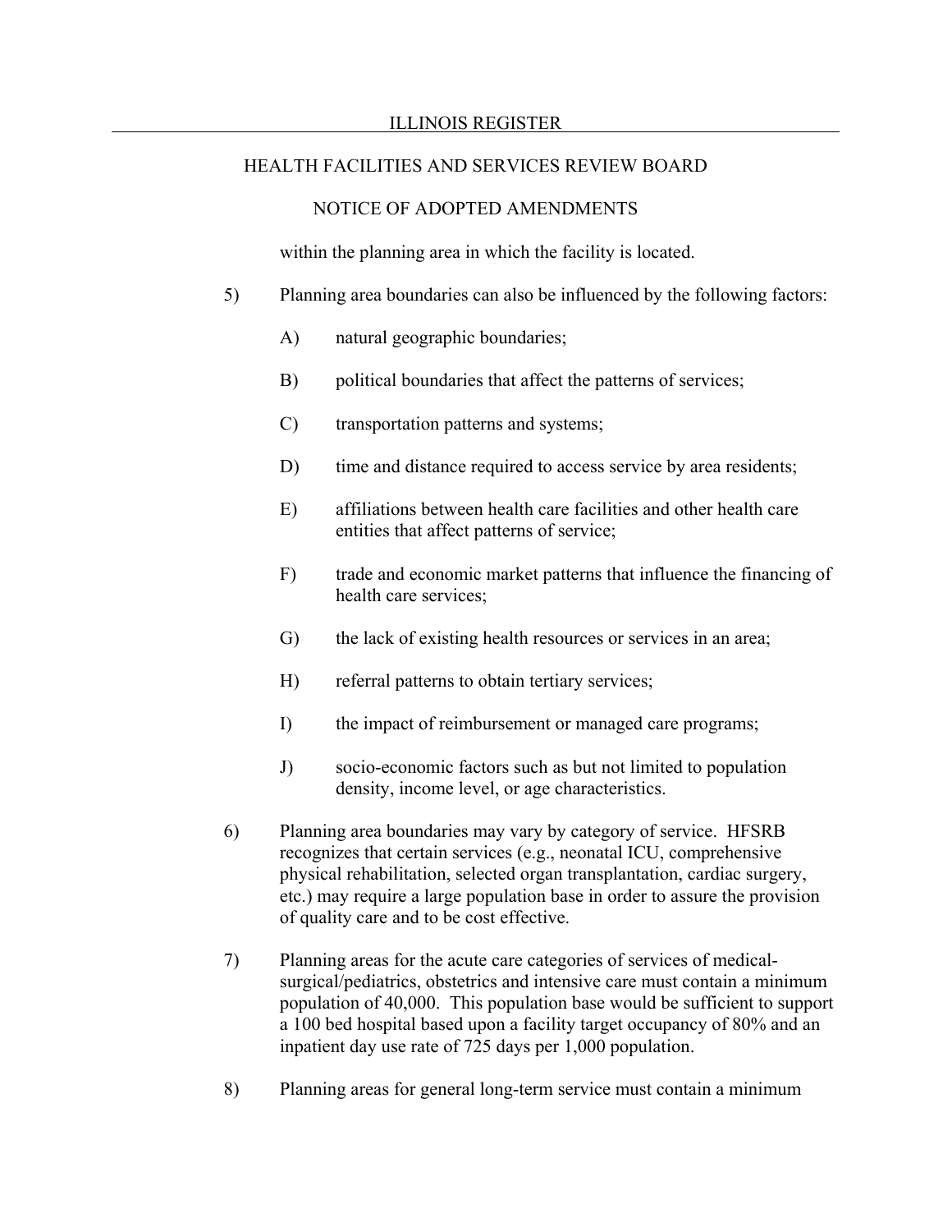within the planning area in which the facility is located.

5) Planning area boundaries can also be influenced by the following factors:

   A) natural geographic boundaries;

   B) political boundaries that affect the patterns of services;

   C) transportation patterns and systems;

   D) time and distance required to access service by area residents;

   E) affiliations between health care facilities and other health care entities that affect patterns of service;

   F) trade and economic market patterns that influence the financing of health care services;

   G) the lack of existing health resources or services in an area;

   H) referral patterns to obtain tertiary services;

   I) the impact of reimbursement or managed care programs;

   J) socio-economic factors such as but not limited to population density, income level, or age characteristics.

6) Planning area boundaries may vary by category of service. HFSRB recognizes that certain services (e.g., neonatal ICU, comprehensive physical rehabilitation, selected organ transplantation, cardiac surgery, etc.) may require a large population base in order to assure the provision of quality care and to be cost effective.

7) Planning areas for the acute care categories of services of medical-surgical/pediatrics, obstetrics and intensive care must contain a minimum population of 40,000. This population base would be sufficient to support a 100 bed hospital based upon a facility target occupancy of 80% and an inpatient day use rate of 725 days per 1,000 population.

8) Planning areas for general long-term service must contain a minimum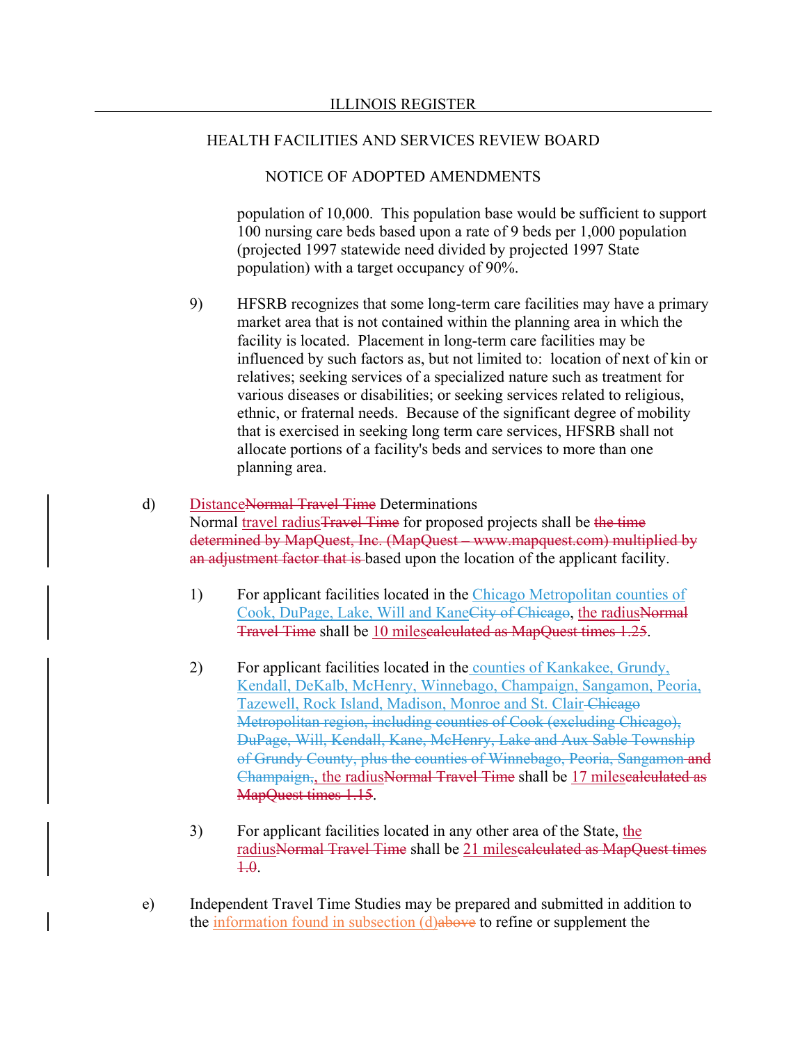population of 10,000. This population base would be sufficient to support 100 nursing care beds based upon a rate of 9 beds per 1,000 population (projected 1997 statewide need divided by projected 1997 State population) with a target occupancy of 90%.

9) HFSRB recognizes that some long-term care facilities may have a primary market area that is not contained within the planning area in which the facility is located. Placement in long-term care facilities may be influenced by such factors as, but not limited to: location of next of kin or relatives; seeking services of a specialized nature such as treatment for various diseases or disabilities; or seeking services related to religious, ethnic, or fraternal needs. Because of the significant degree of mobility that is exercised in seeking long term care services, HFSRB shall not allocate portions of a facility's beds and services to more than one planning area.

d) DistanceNormal Travel Time Determinations
Normal travel radiusTravel Time for proposed projects shall be the time determined by MapQuest, Inc. (MapQuest – www.mapquest.com) multiplied by an adjustment factor that is based upon the location of the applicant facility.

1) For applicant facilities located in the Chicago Metropolitan counties of Cook, DuPage, Lake, Will and KaneCity of Chicago, the radiusNormal Travel Time shall be 10 milescalculated as MapQuest times 1.25.

2) For applicant facilities located in the counties of Kankakee, Grundy, Kendall, DeKalb, McHenry, Winnebago, Champaign, Sangamon, Peoria, Tazewell, Rock Island, Madison, Monroe and St. Clair Chicago Metropolitan region, including counties of Cook (excluding Chicago), DuPage, Will, Kendall, Kane, McHenry, Lake and Aux Sable Township of Grundy County, plus the counties of Winnebago, Peoria, Sangamon and Champaign,, the radiusNormal Travel Time shall be 17 milescalculated as MapQuest times 1.15.

3) For applicant facilities located in any other area of the State, the radiusNormal Travel Time shall be 21 milescalculated as MapQuest times 1.0.

e) Independent Travel Time Studies may be prepared and submitted in addition to the information found in subsection (d)above to refine or supplement the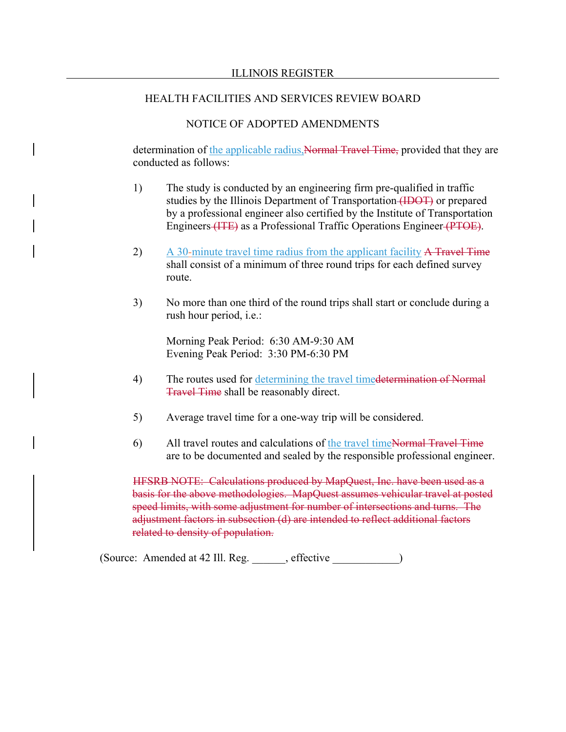ILLINOIS REGISTER

HEALTH FACILITIES AND SERVICES REVIEW BOARD

NOTICE OF ADOPTED AMENDMENTS

determination of the applicable radius,~~Normal Travel Time,~~ provided that they are conducted as follows:

1) The study is conducted by an engineering firm pre-qualified in traffic studies by the Illinois Department of Transportation~~ (IDOT)~~ or prepared by a professional engineer also certified by the Institute of Transportation Engineers~~ (ITE)~~ as a Professional Traffic Operations Engineer~~ (PTOE)~~.

2) A 30-minute travel time radius from the applicant facility ~~A Travel Time~~ shall consist of a minimum of three round trips for each defined survey route.

3) No more than one third of the round trips shall start or conclude during a rush hour period, i.e.:

   Morning Peak Period: 6:30 AM-9:30 AM
   Evening Peak Period: 3:30 PM-6:30 PM

4) The routes used for determining the travel time~~determination of Normal Travel Time~~ shall be reasonably direct.

5) Average travel time for a one-way trip will be considered.

6) All travel routes and calculations of the travel time~~Normal Travel Time~~ are to be documented and sealed by the responsible professional engineer.

~~HFSRB NOTE: Calculations produced by MapQuest, Inc. have been used as a basis for the above methodologies. MapQuest assumes vehicular travel at posted speed limits, with some adjustment for number of intersections and turns. The adjustment factors in subsection (d) are intended to reflect additional factors related to density of population.~~

(Source: Amended at 42 Ill. Reg. ______, effective ____________)